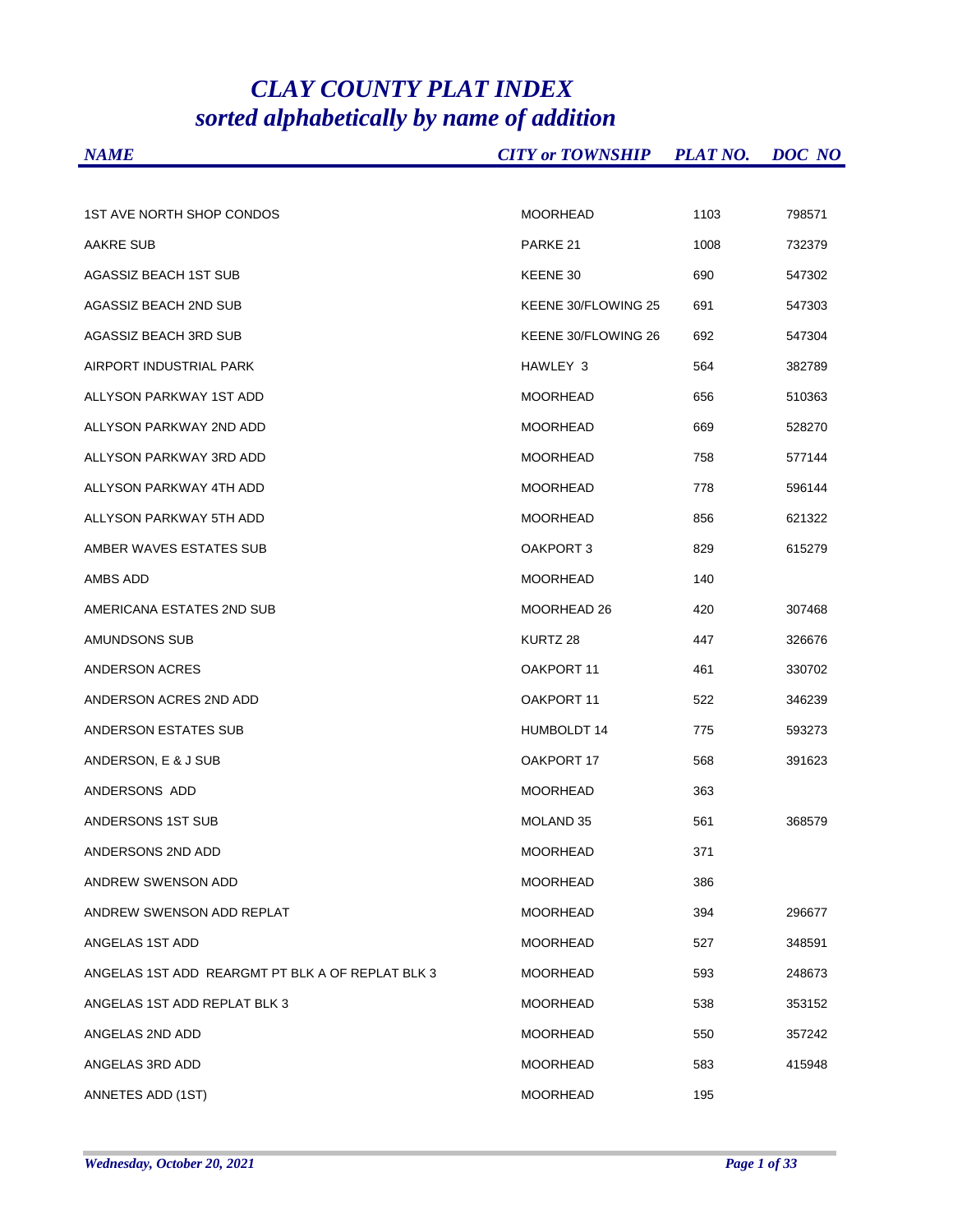# *CLAY COUNTY PLAT INDEX*
# *sorted alphabetically by name of addition*

| *NAME* | *CITY or TOWNSHIP* | *PLAT NO.* | *DOC NO* |
|---|---|---|---|
| 1ST AVE NORTH SHOP CONDOS | MOORHEAD | 1103 | 798571 |
| AAKRE SUB | PARKE 21 | 1008 | 732379 |
| AGASSIZ BEACH 1ST SUB | KEENE 30 | 690 | 547302 |
| AGASSIZ BEACH 2ND SUB | KEENE 30/FLOWING 25 | 691 | 547303 |
| AGASSIZ BEACH 3RD SUB | KEENE 30/FLOWING 26 | 692 | 547304 |
| AIRPORT INDUSTRIAL PARK | HAWLEY 3 | 564 | 382789 |
| ALLYSON PARKWAY 1ST ADD | MOORHEAD | 656 | 510363 |
| ALLYSON PARKWAY 2ND ADD | MOORHEAD | 669 | 528270 |
| ALLYSON PARKWAY 3RD ADD | MOORHEAD | 758 | 577144 |
| ALLYSON PARKWAY 4TH ADD | MOORHEAD | 778 | 596144 |
| ALLYSON PARKWAY 5TH ADD | MOORHEAD | 856 | 621322 |
| AMBER WAVES ESTATES SUB | OAKPORT 3 | 829 | 615279 |
| AMBS ADD | MOORHEAD | 140 | |
| AMERICANA ESTATES 2ND SUB | MOORHEAD 26 | 420 | 307468 |
| AMUNDSONS SUB | KURTZ 28 | 447 | 326676 |
| ANDERSON ACRES | OAKPORT 11 | 461 | 330702 |
| ANDERSON ACRES 2ND ADD | OAKPORT 11 | 522 | 346239 |
| ANDERSON ESTATES SUB | HUMBOLDT 14 | 775 | 593273 |
| ANDERSON, E & J SUB | OAKPORT 17 | 568 | 391623 |
| ANDERSONS ADD | MOORHEAD | 363 | |
| ANDERSONS 1ST SUB | MOLAND 35 | 561 | 368579 |
| ANDERSONS 2ND ADD | MOORHEAD | 371 | |
| ANDREW SWENSON ADD | MOORHEAD | 386 | |
| ANDREW SWENSON ADD REPLAT | MOORHEAD | 394 | 296677 |
| ANGELAS 1ST ADD | MOORHEAD | 527 | 348591 |
| ANGELAS 1ST ADD REARGMT PT BLK A OF REPLAT BLK 3 | MOORHEAD | 593 | 248673 |
| ANGELAS 1ST ADD REPLAT BLK 3 | MOORHEAD | 538 | 353152 |
| ANGELAS 2ND ADD | MOORHEAD | 550 | 357242 |
| ANGELAS 3RD ADD | MOORHEAD | 583 | 415948 |
| ANNETES ADD (1ST) | MOORHEAD | 195 | |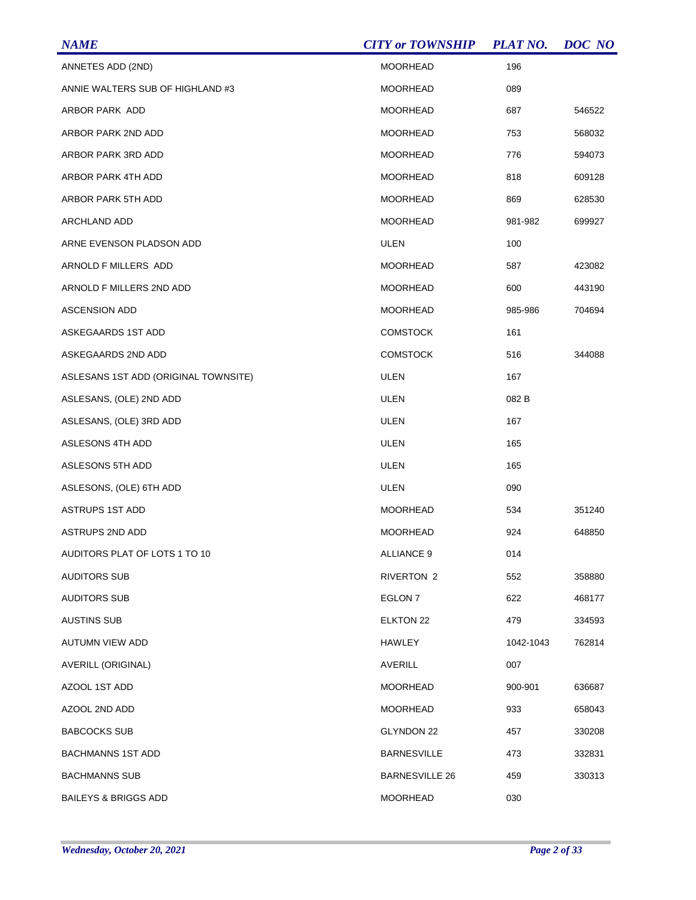| NAME | CITY or TOWNSHIP | PLAT NO. | DOC NO |
|---|---|---|---|
| ANNETES ADD (2ND) | MOORHEAD | 196 | |
| ANNIE WALTERS SUB OF HIGHLAND #3 | MOORHEAD | 089 | |
| ARBOR PARK ADD | MOORHEAD | 687 | 546522 |
| ARBOR PARK 2ND ADD | MOORHEAD | 753 | 568032 |
| ARBOR PARK 3RD ADD | MOORHEAD | 776 | 594073 |
| ARBOR PARK 4TH ADD | MOORHEAD | 818 | 609128 |
| ARBOR PARK 5TH ADD | MOORHEAD | 869 | 628530 |
| ARCHLAND ADD | MOORHEAD | 981-982 | 699927 |
| ARNE EVENSON PLADSON ADD | ULEN | 100 | |
| ARNOLD F MILLERS ADD | MOORHEAD | 587 | 423082 |
| ARNOLD F MILLERS 2ND ADD | MOORHEAD | 600 | 443190 |
| ASCENSION ADD | MOORHEAD | 985-986 | 704694 |
| ASKEGAARDS 1ST ADD | COMSTOCK | 161 | |
| ASKEGAARDS 2ND ADD | COMSTOCK | 516 | 344088 |
| ASLESANS 1ST ADD (ORIGINAL TOWNSITE) | ULEN | 167 | |
| ASLESANS, (OLE) 2ND ADD | ULEN | 082 B | |
| ASLESANS, (OLE) 3RD ADD | ULEN | 167 | |
| ASLESONS 4TH ADD | ULEN | 165 | |
| ASLESONS 5TH ADD | ULEN | 165 | |
| ASLESONS, (OLE) 6TH ADD | ULEN | 090 | |
| ASTRUPS 1ST ADD | MOORHEAD | 534 | 351240 |
| ASTRUPS 2ND ADD | MOORHEAD | 924 | 648850 |
| AUDITORS PLAT OF LOTS 1 TO 10 | ALLIANCE 9 | 014 | |
| AUDITORS SUB | RIVERTON 2 | 552 | 358880 |
| AUDITORS SUB | EGLON 7 | 622 | 468177 |
| AUSTINS SUB | ELKTON 22 | 479 | 334593 |
| AUTUMN VIEW ADD | HAWLEY | 1042-1043 | 762814 |
| AVERILL (ORIGINAL) | AVERILL | 007 | |
| AZOOL 1ST ADD | MOORHEAD | 900-901 | 636687 |
| AZOOL 2ND ADD | MOORHEAD | 933 | 658043 |
| BABCOCKS SUB | GLYNDON 22 | 457 | 330208 |
| BACHMANNS 1ST ADD | BARNESVILLE | 473 | 332831 |
| BACHMANNS SUB | BARNESVILLE 26 | 459 | 330313 |
| BAILEYS & BRIGGS ADD | MOORHEAD | 030 | |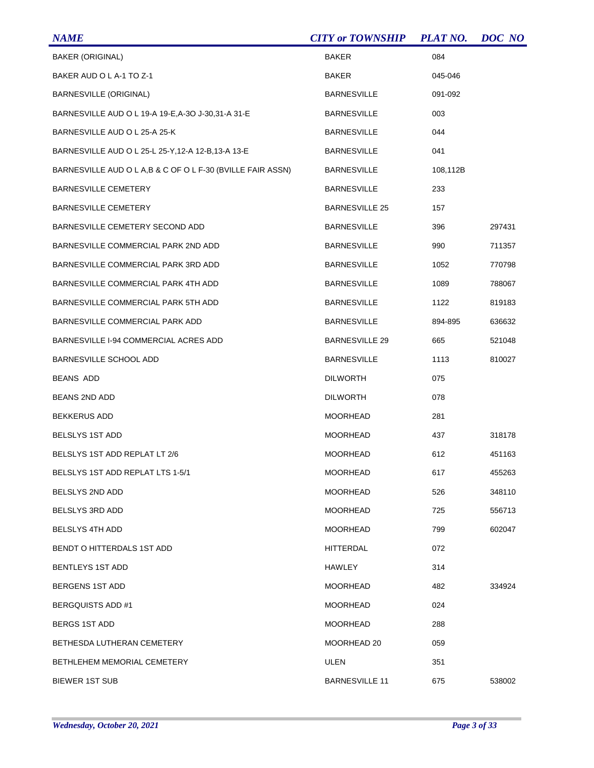| NAME | CITY or TOWNSHIP | PLAT NO. | DOC NO |
|---|---|---|---|
| BAKER (ORIGINAL) | BAKER | 084 | |
| BAKER AUD O L A-1 TO Z-1 | BAKER | 045-046 | |
| BARNESVILLE (ORIGINAL) | BARNESVILLE | 091-092 | |
| BARNESVILLE AUD O L 19-A 19-E,A-3O J-30,31-A 31-E | BARNESVILLE | 003 | |
| BARNESVILLE AUD O L 25-A 25-K | BARNESVILLE | 044 | |
| BARNESVILLE AUD O L 25-L 25-Y,12-A 12-B,13-A 13-E | BARNESVILLE | 041 | |
| BARNESVILLE AUD O L A,B & C OF O L F-30 (BVILLE FAIR ASSN) | BARNESVILLE | 108,112B | |
| BARNESVILLE CEMETERY | BARNESVILLE | 233 | |
| BARNESVILLE CEMETERY | BARNESVILLE 25 | 157 | |
| BARNESVILLE CEMETERY SECOND ADD | BARNESVILLE | 396 | 297431 |
| BARNESVILLE COMMERCIAL PARK 2ND ADD | BARNESVILLE | 990 | 711357 |
| BARNESVILLE COMMERCIAL PARK 3RD ADD | BARNESVILLE | 1052 | 770798 |
| BARNESVILLE COMMERCIAL PARK 4TH ADD | BARNESVILLE | 1089 | 788067 |
| BARNESVILLE COMMERCIAL PARK 5TH ADD | BARNESVILLE | 1122 | 819183 |
| BARNESVILLE COMMERCIAL PARK ADD | BARNESVILLE | 894-895 | 636632 |
| BARNESVILLE I-94 COMMERCIAL ACRES ADD | BARNESVILLE 29 | 665 | 521048 |
| BARNESVILLE SCHOOL ADD | BARNESVILLE | 1113 | 810027 |
| BEANS ADD | DILWORTH | 075 | |
| BEANS 2ND ADD | DILWORTH | 078 | |
| BEKKERUS ADD | MOORHEAD | 281 | |
| BELSLYS 1ST ADD | MOORHEAD | 437 | 318178 |
| BELSLYS 1ST ADD REPLAT LT 2/6 | MOORHEAD | 612 | 451163 |
| BELSLYS 1ST ADD REPLAT LTS 1-5/1 | MOORHEAD | 617 | 455263 |
| BELSLYS 2ND ADD | MOORHEAD | 526 | 348110 |
| BELSLYS 3RD ADD | MOORHEAD | 725 | 556713 |
| BELSLYS 4TH ADD | MOORHEAD | 799 | 602047 |
| BENDT O HITTERDALS 1ST ADD | HITTERDAL | 072 | |
| BENTLEYS 1ST ADD | HAWLEY | 314 | |
| BERGENS 1ST ADD | MOORHEAD | 482 | 334924 |
| BERGQUISTS ADD #1 | MOORHEAD | 024 | |
| BERGS 1ST ADD | MOORHEAD | 288 | |
| BETHESDA LUTHERAN CEMETERY | MOORHEAD 20 | 059 | |
| BETHLEHEM MEMORIAL CEMETERY | ULEN | 351 | |
| BIEWER 1ST SUB | BARNESVILLE 11 | 675 | 538002 |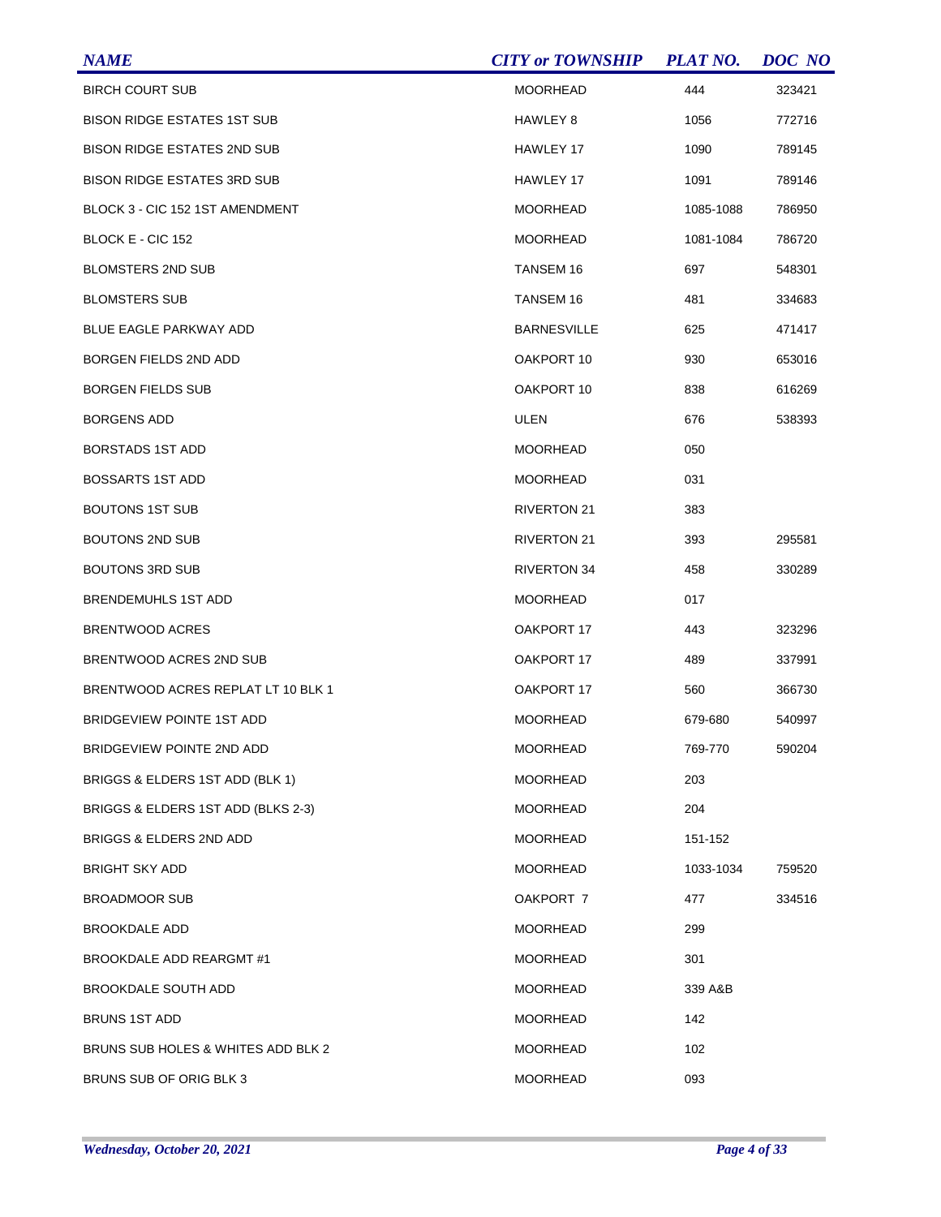| NAME | CITY or TOWNSHIP | PLAT NO. | DOC NO |
| --- | --- | --- | --- |
| BIRCH COURT SUB | MOORHEAD | 444 | 323421 |
| BISON RIDGE ESTATES 1ST SUB | HAWLEY 8 | 1056 | 772716 |
| BISON RIDGE ESTATES 2ND SUB | HAWLEY 17 | 1090 | 789145 |
| BISON RIDGE ESTATES 3RD SUB | HAWLEY 17 | 1091 | 789146 |
| BLOCK 3 - CIC 152 1ST AMENDMENT | MOORHEAD | 1085-1088 | 786950 |
| BLOCK E - CIC 152 | MOORHEAD | 1081-1084 | 786720 |
| BLOMSTERS 2ND SUB | TANSEM 16 | 697 | 548301 |
| BLOMSTERS SUB | TANSEM 16 | 481 | 334683 |
| BLUE EAGLE PARKWAY ADD | BARNESVILLE | 625 | 471417 |
| BORGEN FIELDS 2ND ADD | OAKPORT 10 | 930 | 653016 |
| BORGEN FIELDS SUB | OAKPORT 10 | 838 | 616269 |
| BORGENS ADD | ULEN | 676 | 538393 |
| BORSTADS 1ST ADD | MOORHEAD | 050 | |
| BOSSARTS 1ST ADD | MOORHEAD | 031 | |
| BOUTONS 1ST SUB | RIVERTON 21 | 383 | |
| BOUTONS 2ND SUB | RIVERTON 21 | 393 | 295581 |
| BOUTONS 3RD SUB | RIVERTON 34 | 458 | 330289 |
| BRENDEMUHLS 1ST ADD | MOORHEAD | 017 | |
| BRENTWOOD ACRES | OAKPORT 17 | 443 | 323296 |
| BRENTWOOD ACRES 2ND SUB | OAKPORT 17 | 489 | 337991 |
| BRENTWOOD ACRES REPLAT LT 10 BLK 1 | OAKPORT 17 | 560 | 366730 |
| BRIDGEVIEW POINTE 1ST ADD | MOORHEAD | 679-680 | 540997 |
| BRIDGEVIEW POINTE 2ND ADD | MOORHEAD | 769-770 | 590204 |
| BRIGGS & ELDERS 1ST ADD (BLK 1) | MOORHEAD | 203 | |
| BRIGGS & ELDERS 1ST ADD (BLKS 2-3) | MOORHEAD | 204 | |
| BRIGGS & ELDERS 2ND ADD | MOORHEAD | 151-152 | |
| BRIGHT SKY ADD | MOORHEAD | 1033-1034 | 759520 |
| BROADMOOR SUB | OAKPORT 7 | 477 | 334516 |
| BROOKDALE ADD | MOORHEAD | 299 | |
| BROOKDALE ADD REARGMT #1 | MOORHEAD | 301 | |
| BROOKDALE SOUTH ADD | MOORHEAD | 339 A&B | |
| BRUNS 1ST ADD | MOORHEAD | 142 | |
| BRUNS SUB HOLES & WHITES ADD BLK 2 | MOORHEAD | 102 | |
| BRUNS SUB OF ORIG BLK 3 | MOORHEAD | 093 | |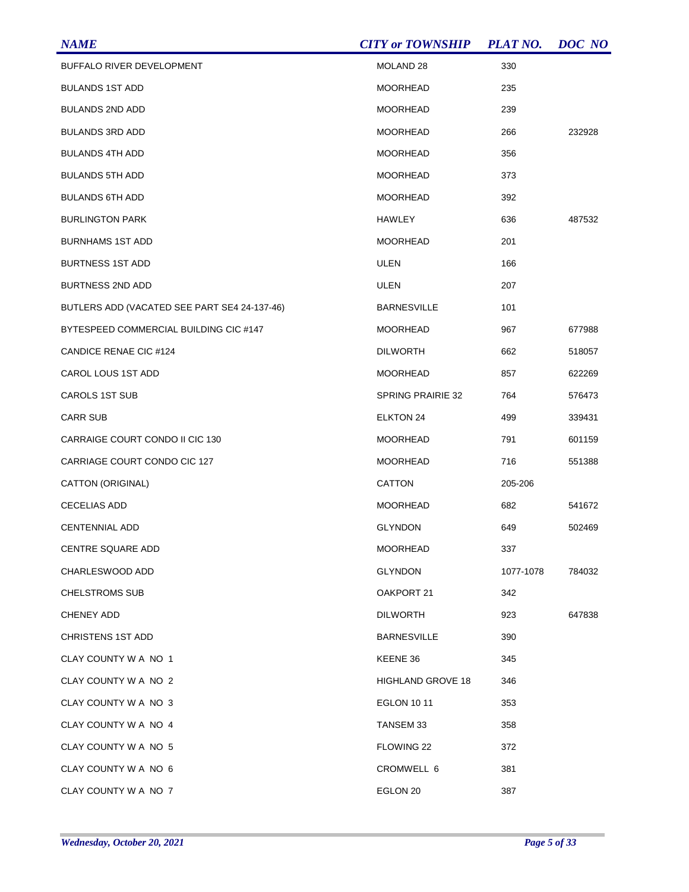| NAME | CITY or TOWNSHIP | PLAT NO. | DOC NO |
|---|---|---|---|
| BUFFALO RIVER DEVELOPMENT | MOLAND 28 | 330 | |
| BULANDS 1ST ADD | MOORHEAD | 235 | |
| BULANDS 2ND ADD | MOORHEAD | 239 | |
| BULANDS 3RD ADD | MOORHEAD | 266 | 232928 |
| BULANDS 4TH ADD | MOORHEAD | 356 | |
| BULANDS 5TH ADD | MOORHEAD | 373 | |
| BULANDS 6TH ADD | MOORHEAD | 392 | |
| BURLINGTON PARK | HAWLEY | 636 | 487532 |
| BURNHAMS 1ST ADD | MOORHEAD | 201 | |
| BURTNESS 1ST ADD | ULEN | 166 | |
| BURTNESS 2ND ADD | ULEN | 207 | |
| BUTLERS ADD (VACATED SEE PART SE4 24-137-46) | BARNESVILLE | 101 | |
| BYTESPEED COMMERCIAL BUILDING CIC #147 | MOORHEAD | 967 | 677988 |
| CANDICE RENAE CIC #124 | DILWORTH | 662 | 518057 |
| CAROL LOUS 1ST ADD | MOORHEAD | 857 | 622269 |
| CAROLS 1ST SUB | SPRING PRAIRIE 32 | 764 | 576473 |
| CARR SUB | ELKTON 24 | 499 | 339431 |
| CARRAIGE COURT CONDO II CIC 130 | MOORHEAD | 791 | 601159 |
| CARRIAGE COURT CONDO CIC 127 | MOORHEAD | 716 | 551388 |
| CATTON (ORIGINAL) | CATTON | 205-206 | |
| CECELIAS ADD | MOORHEAD | 682 | 541672 |
| CENTENNIAL ADD | GLYNDON | 649 | 502469 |
| CENTRE SQUARE ADD | MOORHEAD | 337 | |
| CHARLESWOOD ADD | GLYNDON | 1077-1078 | 784032 |
| CHELSTROMS SUB | OAKPORT 21 | 342 | |
| CHENEY ADD | DILWORTH | 923 | 647838 |
| CHRISTENS 1ST ADD | BARNESVILLE | 390 | |
| CLAY COUNTY W A NO 1 | KEENE 36 | 345 | |
| CLAY COUNTY W A NO 2 | HIGHLAND GROVE 18 | 346 | |
| CLAY COUNTY W A NO 3 | EGLON 10 11 | 353 | |
| CLAY COUNTY W A NO 4 | TANSEM 33 | 358 | |
| CLAY COUNTY W A NO 5 | FLOWING 22 | 372 | |
| CLAY COUNTY W A NO 6 | CROMWELL 6 | 381 | |
| CLAY COUNTY W A NO 7 | EGLON 20 | 387 | |

*Wednesday, October 20, 2021*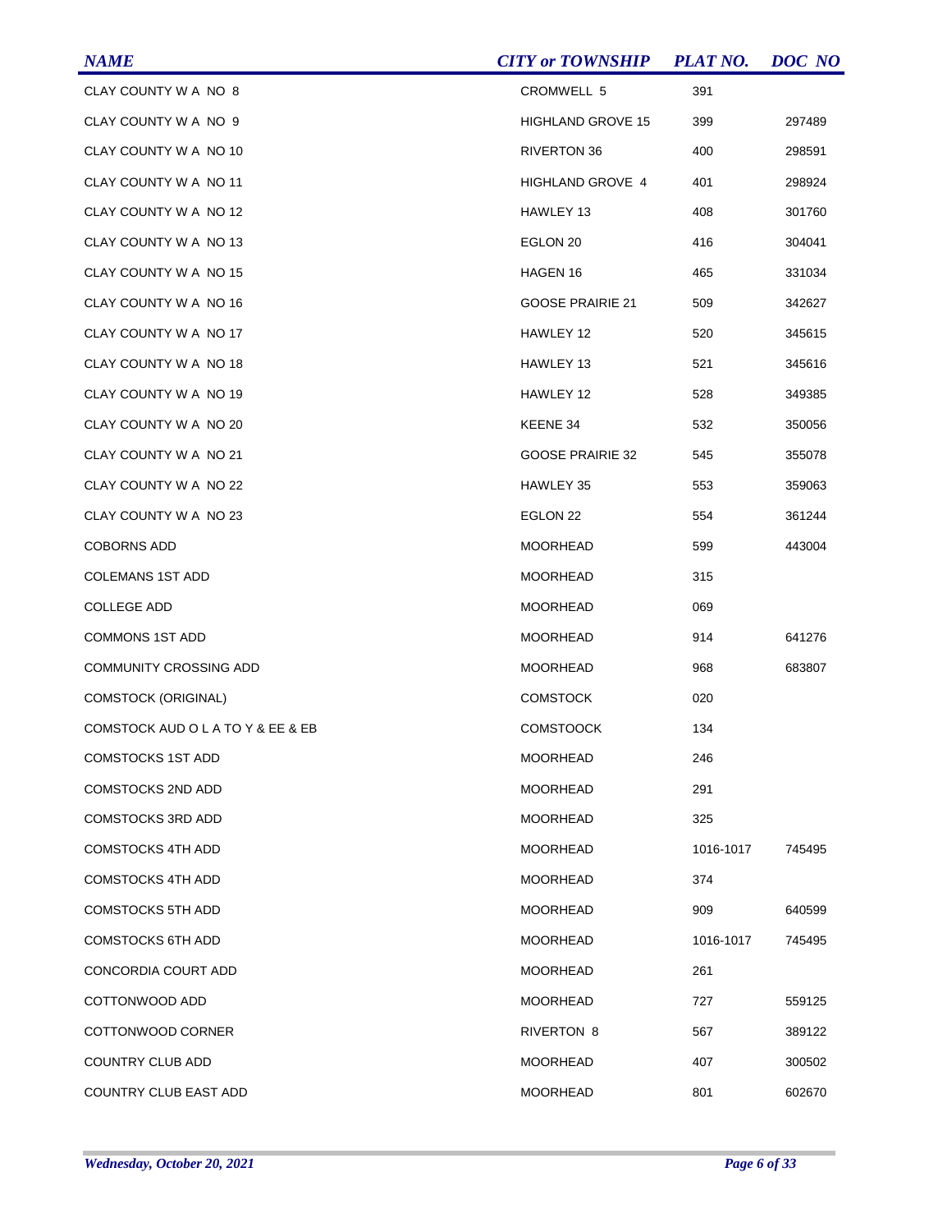| *NAME* | *CITY or TOWNSHIP* | *PLAT NO.* | *DOC NO* |
|---|---|---|---|
| CLAY COUNTY W A NO 8 | CROMWELL 5 | 391 | |
| CLAY COUNTY W A NO 9 | HIGHLAND GROVE 15 | 399 | 297489 |
| CLAY COUNTY W A NO 10 | RIVERTON 36 | 400 | 298591 |
| CLAY COUNTY W A NO 11 | HIGHLAND GROVE 4 | 401 | 298924 |
| CLAY COUNTY W A NO 12 | HAWLEY 13 | 408 | 301760 |
| CLAY COUNTY W A NO 13 | EGLON 20 | 416 | 304041 |
| CLAY COUNTY W A NO 15 | HAGEN 16 | 465 | 331034 |
| CLAY COUNTY W A NO 16 | GOOSE PRAIRIE 21 | 509 | 342627 |
| CLAY COUNTY W A NO 17 | HAWLEY 12 | 520 | 345615 |
| CLAY COUNTY W A NO 18 | HAWLEY 13 | 521 | 345616 |
| CLAY COUNTY W A NO 19 | HAWLEY 12 | 528 | 349385 |
| CLAY COUNTY W A NO 20 | KEENE 34 | 532 | 350056 |
| CLAY COUNTY W A NO 21 | GOOSE PRAIRIE 32 | 545 | 355078 |
| CLAY COUNTY W A NO 22 | HAWLEY 35 | 553 | 359063 |
| CLAY COUNTY W A NO 23 | EGLON 22 | 554 | 361244 |
| COBORNS ADD | MOORHEAD | 599 | 443004 |
| COLEMANS 1ST ADD | MOORHEAD | 315 | |
| COLLEGE ADD | MOORHEAD | 069 | |
| COMMONS 1ST ADD | MOORHEAD | 914 | 641276 |
| COMMUNITY CROSSING ADD | MOORHEAD | 968 | 683807 |
| COMSTOCK (ORIGINAL) | COMSTOCK | 020 | |
| COMSTOCK AUD O L A TO Y & EE & EB | COMSTOOCK | 134 | |
| COMSTOCKS 1ST ADD | MOORHEAD | 246 | |
| COMSTOCKS 2ND ADD | MOORHEAD | 291 | |
| COMSTOCKS 3RD ADD | MOORHEAD | 325 | |
| COMSTOCKS 4TH ADD | MOORHEAD | 1016-1017 | 745495 |
| COMSTOCKS 4TH ADD | MOORHEAD | 374 | |
| COMSTOCKS 5TH ADD | MOORHEAD | 909 | 640599 |
| COMSTOCKS 6TH ADD | MOORHEAD | 1016-1017 | 745495 |
| CONCORDIA COURT ADD | MOORHEAD | 261 | |
| COTTONWOOD ADD | MOORHEAD | 727 | 559125 |
| COTTONWOOD CORNER | RIVERTON 8 | 567 | 389122 |
| COUNTRY CLUB ADD | MOORHEAD | 407 | 300502 |
| COUNTRY CLUB EAST ADD | MOORHEAD | 801 | 602670 |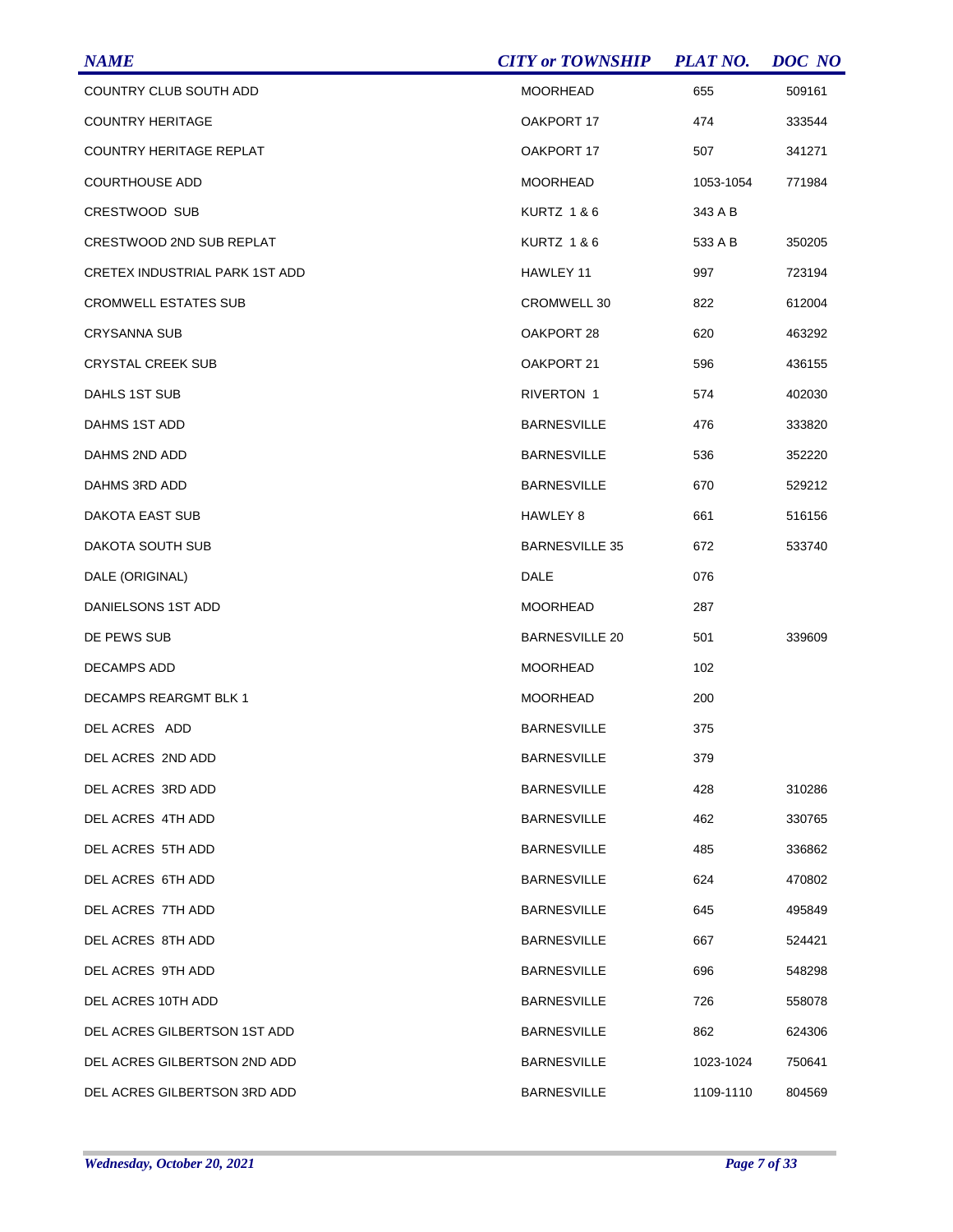| NAME | CITY or TOWNSHIP | PLAT NO. | DOC NO |
|---|---|---|---|
| COUNTRY CLUB SOUTH ADD | MOORHEAD | 655 | 509161 |
| COUNTRY HERITAGE | OAKPORT 17 | 474 | 333544 |
| COUNTRY HERITAGE REPLAT | OAKPORT 17 | 507 | 341271 |
| COURTHOUSE ADD | MOORHEAD | 1053-1054 | 771984 |
| CRESTWOOD SUB | KURTZ 1 & 6 | 343 A B | |
| CRESTWOOD 2ND SUB REPLAT | KURTZ 1 & 6 | 533 A B | 350205 |
| CRETEX INDUSTRIAL PARK 1ST ADD | HAWLEY 11 | 997 | 723194 |
| CROMWELL ESTATES SUB | CROMWELL 30 | 822 | 612004 |
| CRYSANNA SUB | OAKPORT 28 | 620 | 463292 |
| CRYSTAL CREEK SUB | OAKPORT 21 | 596 | 436155 |
| DAHLS 1ST SUB | RIVERTON 1 | 574 | 402030 |
| DAHMS 1ST ADD | BARNESVILLE | 476 | 333820 |
| DAHMS 2ND ADD | BARNESVILLE | 536 | 352220 |
| DAHMS 3RD ADD | BARNESVILLE | 670 | 529212 |
| DAKOTA EAST SUB | HAWLEY 8 | 661 | 516156 |
| DAKOTA SOUTH SUB | BARNESVILLE 35 | 672 | 533740 |
| DALE (ORIGINAL) | DALE | 076 | |
| DANIELSONS 1ST ADD | MOORHEAD | 287 | |
| DE PEWS SUB | BARNESVILLE 20 | 501 | 339609 |
| DECAMPS ADD | MOORHEAD | 102 | |
| DECAMPS REARGMT BLK 1 | MOORHEAD | 200 | |
| DEL ACRES ADD | BARNESVILLE | 375 | |
| DEL ACRES 2ND ADD | BARNESVILLE | 379 | |
| DEL ACRES 3RD ADD | BARNESVILLE | 428 | 310286 |
| DEL ACRES 4TH ADD | BARNESVILLE | 462 | 330765 |
| DEL ACRES 5TH ADD | BARNESVILLE | 485 | 336862 |
| DEL ACRES 6TH ADD | BARNESVILLE | 624 | 470802 |
| DEL ACRES 7TH ADD | BARNESVILLE | 645 | 495849 |
| DEL ACRES 8TH ADD | BARNESVILLE | 667 | 524421 |
| DEL ACRES 9TH ADD | BARNESVILLE | 696 | 548298 |
| DEL ACRES 10TH ADD | BARNESVILLE | 726 | 558078 |
| DEL ACRES GILBERTSON 1ST ADD | BARNESVILLE | 862 | 624306 |
| DEL ACRES GILBERTSON 2ND ADD | BARNESVILLE | 1023-1024 | 750641 |
| DEL ACRES GILBERTSON 3RD ADD | BARNESVILLE | 1109-1110 | 804569 |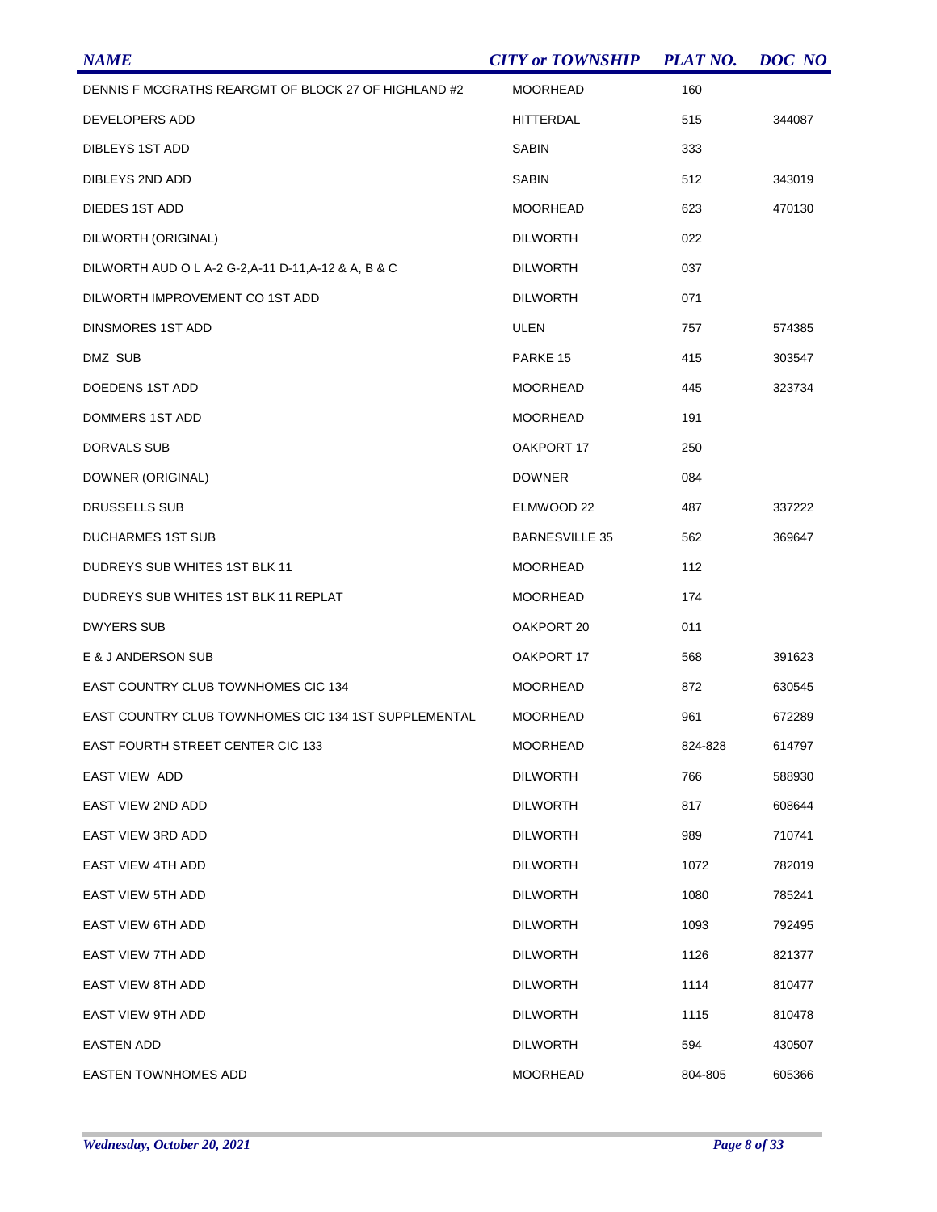| NAME | CITY or TOWNSHIP | PLAT NO. | DOC NO |
|---|---|---|---|
| DENNIS F MCGRATHS REARGMT OF BLOCK 27 OF HIGHLAND #2 | MOORHEAD | 160 | |
| DEVELOPERS ADD | HITTERDAL | 515 | 344087 |
| DIBLEYS 1ST ADD | SABIN | 333 | |
| DIBLEYS 2ND ADD | SABIN | 512 | 343019 |
| DIEDES 1ST ADD | MOORHEAD | 623 | 470130 |
| DILWORTH (ORIGINAL) | DILWORTH | 022 | |
| DILWORTH AUD O L A-2 G-2,A-11 D-11,A-12 & A, B & C | DILWORTH | 037 | |
| DILWORTH IMPROVEMENT CO 1ST ADD | DILWORTH | 071 | |
| DINSMORES 1ST ADD | ULEN | 757 | 574385 |
| DMZ SUB | PARKE 15 | 415 | 303547 |
| DOEDENS 1ST ADD | MOORHEAD | 445 | 323734 |
| DOMMERS 1ST ADD | MOORHEAD | 191 | |
| DORVALS SUB | OAKPORT 17 | 250 | |
| DOWNER (ORIGINAL) | DOWNER | 084 | |
| DRUSSELLS SUB | ELMWOOD 22 | 487 | 337222 |
| DUCHARMES 1ST SUB | BARNESVILLE 35 | 562 | 369647 |
| DUDREYS SUB WHITES 1ST BLK 11 | MOORHEAD | 112 | |
| DUDREYS SUB WHITES 1ST BLK 11 REPLAT | MOORHEAD | 174 | |
| DWYERS SUB | OAKPORT 20 | 011 | |
| E & J ANDERSON SUB | OAKPORT 17 | 568 | 391623 |
| EAST COUNTRY CLUB TOWNHOMES CIC 134 | MOORHEAD | 872 | 630545 |
| EAST COUNTRY CLUB TOWNHOMES CIC 134 1ST SUPPLEMENTAL | MOORHEAD | 961 | 672289 |
| EAST FOURTH STREET CENTER CIC 133 | MOORHEAD | 824-828 | 614797 |
| EAST VIEW ADD | DILWORTH | 766 | 588930 |
| EAST VIEW 2ND ADD | DILWORTH | 817 | 608644 |
| EAST VIEW 3RD ADD | DILWORTH | 989 | 710741 |
| EAST VIEW 4TH ADD | DILWORTH | 1072 | 782019 |
| EAST VIEW 5TH ADD | DILWORTH | 1080 | 785241 |
| EAST VIEW 6TH ADD | DILWORTH | 1093 | 792495 |
| EAST VIEW 7TH ADD | DILWORTH | 1126 | 821377 |
| EAST VIEW 8TH ADD | DILWORTH | 1114 | 810477 |
| EAST VIEW 9TH ADD | DILWORTH | 1115 | 810478 |
| EASTEN ADD | DILWORTH | 594 | 430507 |
| EASTEN TOWNHOMES ADD | MOORHEAD | 804-805 | 605366 |

*Wednesday, October 20, 2021*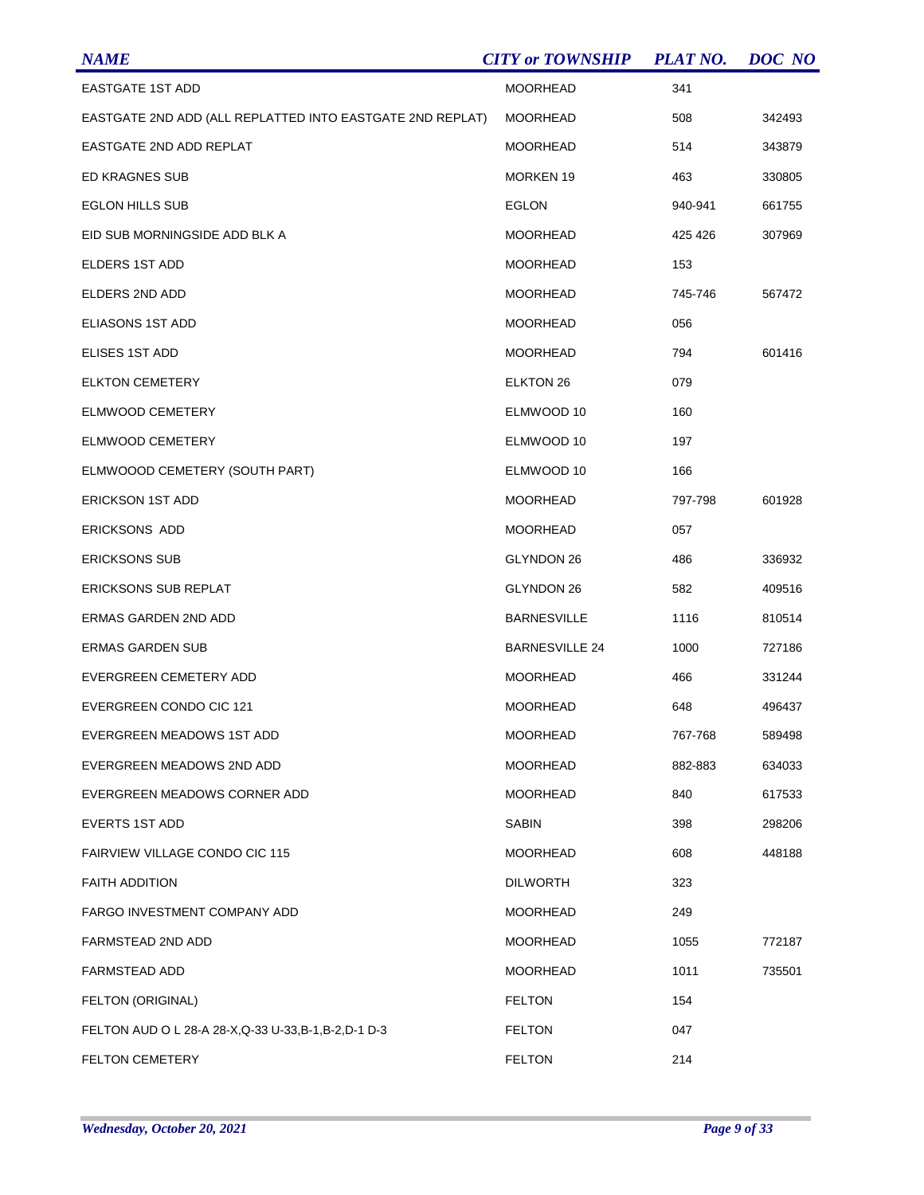| NAME | CITY or TOWNSHIP | PLAT NO. | DOC NO |
| --- | --- | --- | --- |
| EASTGATE 1ST ADD | MOORHEAD | 341 | |
| EASTGATE 2ND ADD (ALL REPLATTED INTO EASTGATE 2ND REPLAT) | MOORHEAD | 508 | 342493 |
| EASTGATE 2ND ADD REPLAT | MOORHEAD | 514 | 343879 |
| ED KRAGNES SUB | MORKEN 19 | 463 | 330805 |
| EGLON HILLS SUB | EGLON | 940-941 | 661755 |
| EID SUB MORNINGSIDE ADD BLK A | MOORHEAD | 425 426 | 307969 |
| ELDERS 1ST ADD | MOORHEAD | 153 | |
| ELDERS 2ND ADD | MOORHEAD | 745-746 | 567472 |
| ELIASONS 1ST ADD | MOORHEAD | 056 | |
| ELISES 1ST ADD | MOORHEAD | 794 | 601416 |
| ELKTON CEMETERY | ELKTON 26 | 079 | |
| ELMWOOD CEMETERY | ELMWOOD 10 | 160 | |
| ELMWOOD CEMETERY | ELMWOOD 10 | 197 | |
| ELMWOOOD CEMETERY (SOUTH PART) | ELMWOOD 10 | 166 | |
| ERICKSON 1ST ADD | MOORHEAD | 797-798 | 601928 |
| ERICKSONS ADD | MOORHEAD | 057 | |
| ERICKSONS SUB | GLYNDON 26 | 486 | 336932 |
| ERICKSONS SUB REPLAT | GLYNDON 26 | 582 | 409516 |
| ERMAS GARDEN 2ND ADD | BARNESVILLE | 1116 | 810514 |
| ERMAS GARDEN SUB | BARNESVILLE 24 | 1000 | 727186 |
| EVERGREEN CEMETERY ADD | MOORHEAD | 466 | 331244 |
| EVERGREEN CONDO CIC 121 | MOORHEAD | 648 | 496437 |
| EVERGREEN MEADOWS 1ST ADD | MOORHEAD | 767-768 | 589498 |
| EVERGREEN MEADOWS 2ND ADD | MOORHEAD | 882-883 | 634033 |
| EVERGREEN MEADOWS CORNER ADD | MOORHEAD | 840 | 617533 |
| EVERTS 1ST ADD | SABIN | 398 | 298206 |
| FAIRVIEW VILLAGE CONDO CIC 115 | MOORHEAD | 608 | 448188 |
| FAITH ADDITION | DILWORTH | 323 | |
| FARGO INVESTMENT COMPANY ADD | MOORHEAD | 249 | |
| FARMSTEAD 2ND ADD | MOORHEAD | 1055 | 772187 |
| FARMSTEAD ADD | MOORHEAD | 1011 | 735501 |
| FELTON (ORIGINAL) | FELTON | 154 | |
| FELTON AUD O L 28-A 28-X,Q-33 U-33,B-1,B-2,D-1 D-3 | FELTON | 047 | |
| FELTON CEMETERY | FELTON | 214 | |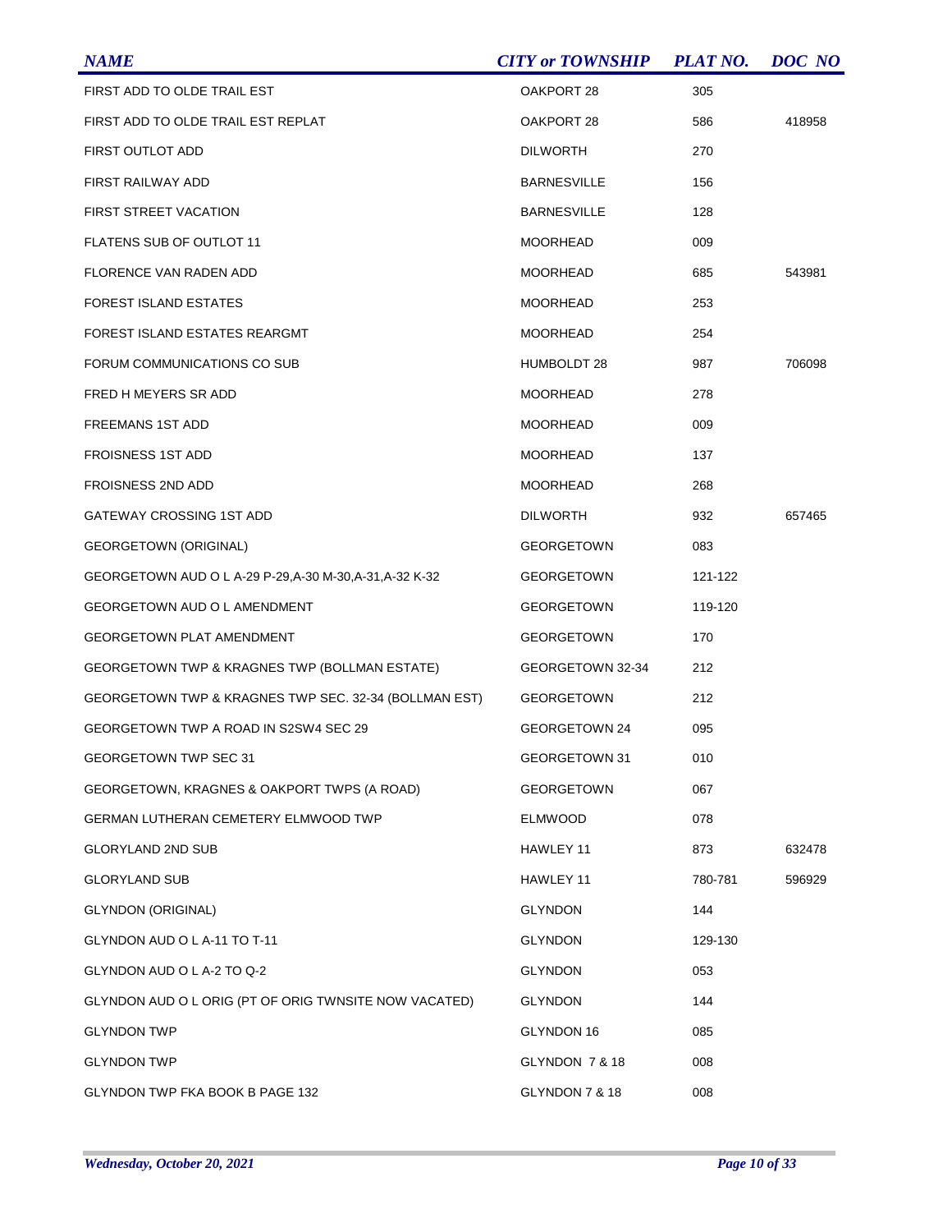| NAME | CITY or TOWNSHIP | PLAT NO. | DOC NO |
|---|---|---|---|
| FIRST ADD TO OLDE TRAIL EST | OAKPORT 28 | 305 | |
| FIRST ADD TO OLDE TRAIL EST REPLAT | OAKPORT 28 | 586 | 418958 |
| FIRST OUTLOT ADD | DILWORTH | 270 | |
| FIRST RAILWAY ADD | BARNESVILLE | 156 | |
| FIRST STREET VACATION | BARNESVILLE | 128 | |
| FLATENS SUB OF OUTLOT 11 | MOORHEAD | 009 | |
| FLORENCE VAN RADEN ADD | MOORHEAD | 685 | 543981 |
| FOREST ISLAND ESTATES | MOORHEAD | 253 | |
| FOREST ISLAND ESTATES REARGMT | MOORHEAD | 254 | |
| FORUM COMMUNICATIONS CO SUB | HUMBOLDT 28 | 987 | 706098 |
| FRED H MEYERS SR ADD | MOORHEAD | 278 | |
| FREEMANS 1ST ADD | MOORHEAD | 009 | |
| FROISNESS 1ST ADD | MOORHEAD | 137 | |
| FROISNESS 2ND ADD | MOORHEAD | 268 | |
| GATEWAY CROSSING 1ST ADD | DILWORTH | 932 | 657465 |
| GEORGETOWN (ORIGINAL) | GEORGETOWN | 083 | |
| GEORGETOWN AUD O L A-29 P-29,A-30 M-30,A-31,A-32 K-32 | GEORGETOWN | 121-122 | |
| GEORGETOWN AUD O L AMENDMENT | GEORGETOWN | 119-120 | |
| GEORGETOWN PLAT AMENDMENT | GEORGETOWN | 170 | |
| GEORGETOWN TWP & KRAGNES TWP (BOLLMAN ESTATE) | GEORGETOWN 32-34 | 212 | |
| GEORGETOWN TWP & KRAGNES TWP SEC. 32-34 (BOLLMAN EST) | GEORGETOWN | 212 | |
| GEORGETOWN TWP A ROAD IN S2SW4 SEC 29 | GEORGETOWN 24 | 095 | |
| GEORGETOWN TWP SEC 31 | GEORGETOWN 31 | 010 | |
| GEORGETOWN, KRAGNES & OAKPORT TWPS (A ROAD) | GEORGETOWN | 067 | |
| GERMAN LUTHERAN CEMETERY ELMWOOD TWP | ELMWOOD | 078 | |
| GLORYLAND 2ND SUB | HAWLEY 11 | 873 | 632478 |
| GLORYLAND SUB | HAWLEY 11 | 780-781 | 596929 |
| GLYNDON (ORIGINAL) | GLYNDON | 144 | |
| GLYNDON AUD O L A-11 TO T-11 | GLYNDON | 129-130 | |
| GLYNDON AUD O L A-2 TO Q-2 | GLYNDON | 053 | |
| GLYNDON AUD O L ORIG (PT OF ORIG TWNSITE NOW VACATED) | GLYNDON | 144 | |
| GLYNDON TWP | GLYNDON 16 | 085 | |
| GLYNDON TWP | GLYNDON 7 & 18 | 008 | |
| GLYNDON TWP FKA BOOK B PAGE 132 | GLYNDON 7 & 18 | 008 | |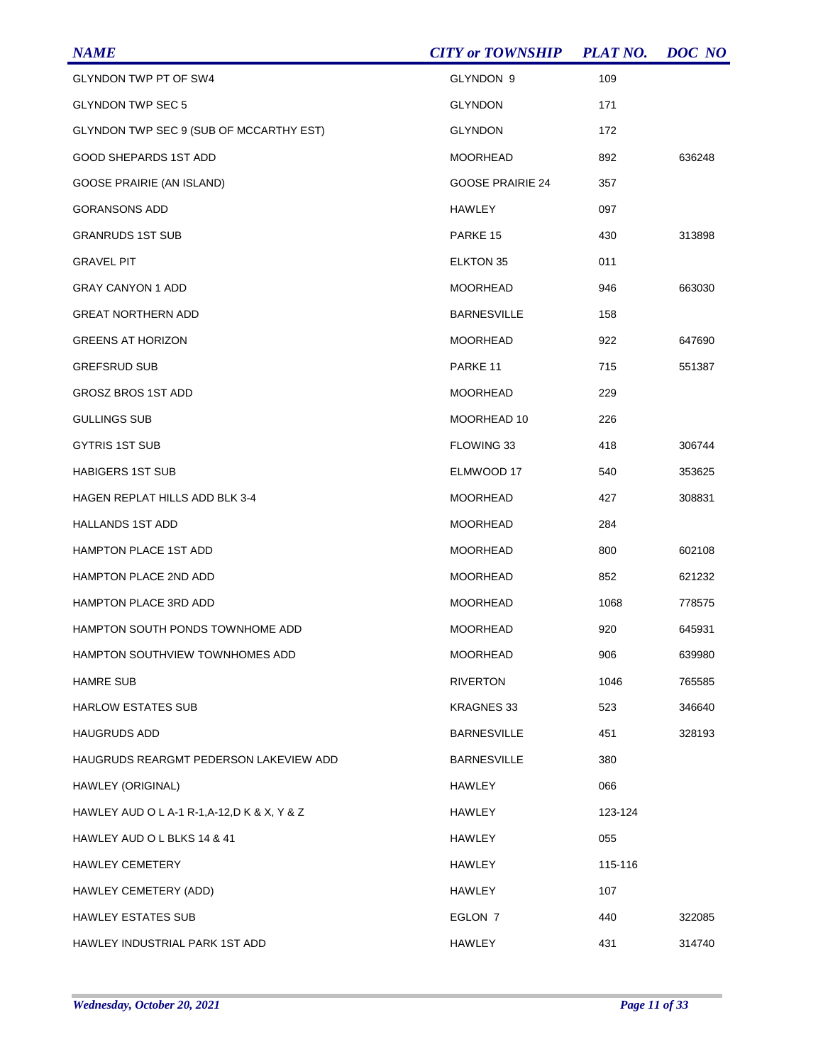| NAME | CITY or TOWNSHIP | PLAT NO. | DOC NO |
|---|---|---|---|
| GLYNDON TWP PT OF SW4 | GLYNDON 9 | 109 | |
| GLYNDON TWP SEC 5 | GLYNDON | 171 | |
| GLYNDON TWP SEC 9 (SUB OF MCCARTHY EST) | GLYNDON | 172 | |
| GOOD SHEPARDS 1ST ADD | MOORHEAD | 892 | 636248 |
| GOOSE PRAIRIE (AN ISLAND) | GOOSE PRAIRIE 24 | 357 | |
| GORANSONS ADD | HAWLEY | 097 | |
| GRANRUDS 1ST SUB | PARKE 15 | 430 | 313898 |
| GRAVEL PIT | ELKTON 35 | 011 | |
| GRAY CANYON 1 ADD | MOORHEAD | 946 | 663030 |
| GREAT NORTHERN ADD | BARNESVILLE | 158 | |
| GREENS AT HORIZON | MOORHEAD | 922 | 647690 |
| GREFSRUD SUB | PARKE 11 | 715 | 551387 |
| GROSZ BROS 1ST ADD | MOORHEAD | 229 | |
| GULLINGS SUB | MOORHEAD 10 | 226 | |
| GYTRIS 1ST SUB | FLOWING 33 | 418 | 306744 |
| HABIGERS 1ST SUB | ELMWOOD 17 | 540 | 353625 |
| HAGEN REPLAT HILLS ADD BLK 3-4 | MOORHEAD | 427 | 308831 |
| HALLANDS 1ST ADD | MOORHEAD | 284 | |
| HAMPTON PLACE 1ST ADD | MOORHEAD | 800 | 602108 |
| HAMPTON PLACE 2ND ADD | MOORHEAD | 852 | 621232 |
| HAMPTON PLACE 3RD ADD | MOORHEAD | 1068 | 778575 |
| HAMPTON SOUTH PONDS TOWNHOME ADD | MOORHEAD | 920 | 645931 |
| HAMPTON SOUTHVIEW TOWNHOMES ADD | MOORHEAD | 906 | 639980 |
| HAMRE SUB | RIVERTON | 1046 | 765585 |
| HARLOW ESTATES SUB | KRAGNES 33 | 523 | 346640 |
| HAUGRUDS ADD | BARNESVILLE | 451 | 328193 |
| HAUGRUDS REARGMT PEDERSON LAKEVIEW ADD | BARNESVILLE | 380 | |
| HAWLEY (ORIGINAL) | HAWLEY | 066 | |
| HAWLEY AUD O L A-1 R-1,A-12,D K & X, Y & Z | HAWLEY | 123-124 | |
| HAWLEY AUD O L BLKS 14 & 41 | HAWLEY | 055 | |
| HAWLEY CEMETERY | HAWLEY | 115-116 | |
| HAWLEY CEMETERY (ADD) | HAWLEY | 107 | |
| HAWLEY ESTATES SUB | EGLON 7 | 440 | 322085 |
| HAWLEY INDUSTRIAL PARK 1ST ADD | HAWLEY | 431 | 314740 |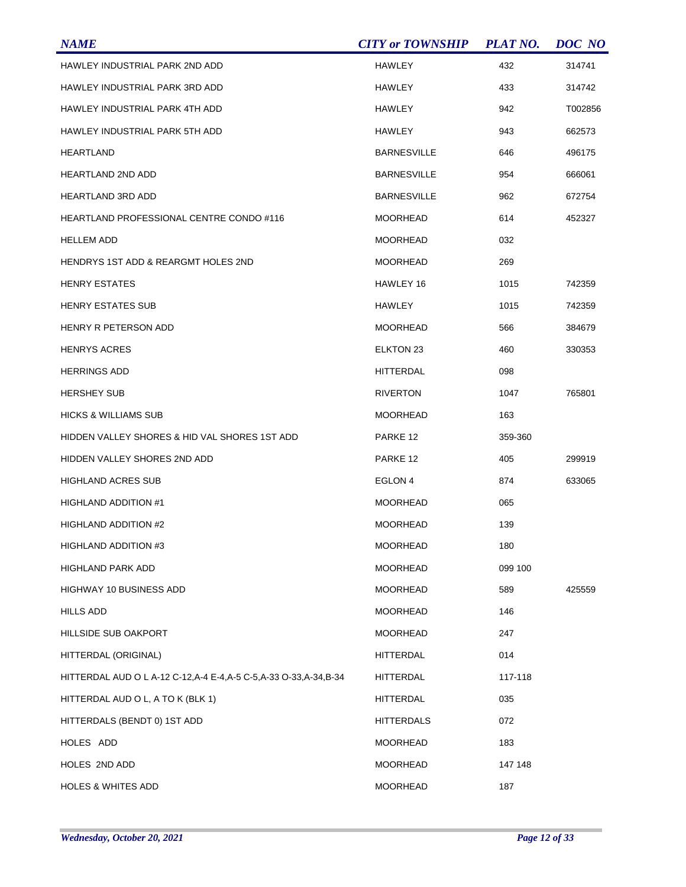| NAME | CITY or TOWNSHIP | PLAT NO. | DOC NO |
|---|---|---|---|
| HAWLEY INDUSTRIAL PARK 2ND ADD | HAWLEY | 432 | 314741 |
| HAWLEY INDUSTRIAL PARK 3RD ADD | HAWLEY | 433 | 314742 |
| HAWLEY INDUSTRIAL PARK 4TH ADD | HAWLEY | 942 | T002856 |
| HAWLEY INDUSTRIAL PARK 5TH ADD | HAWLEY | 943 | 662573 |
| HEARTLAND | BARNESVILLE | 646 | 496175 |
| HEARTLAND 2ND ADD | BARNESVILLE | 954 | 666061 |
| HEARTLAND 3RD ADD | BARNESVILLE | 962 | 672754 |
| HEARTLAND PROFESSIONAL CENTRE CONDO #116 | MOORHEAD | 614 | 452327 |
| HELLEM ADD | MOORHEAD | 032 | |
| HENDRYS 1ST ADD & REARGMT HOLES 2ND | MOORHEAD | 269 | |
| HENRY ESTATES | HAWLEY 16 | 1015 | 742359 |
| HENRY ESTATES SUB | HAWLEY | 1015 | 742359 |
| HENRY R PETERSON ADD | MOORHEAD | 566 | 384679 |
| HENRYS ACRES | ELKTON 23 | 460 | 330353 |
| HERRINGS ADD | HITTERDAL | 098 | |
| HERSHEY SUB | RIVERTON | 1047 | 765801 |
| HICKS & WILLIAMS SUB | MOORHEAD | 163 | |
| HIDDEN VALLEY SHORES & HID VAL SHORES 1ST ADD | PARKE 12 | 359-360 | |
| HIDDEN VALLEY SHORES 2ND ADD | PARKE 12 | 405 | 299919 |
| HIGHLAND ACRES SUB | EGLON 4 | 874 | 633065 |
| HIGHLAND ADDITION #1 | MOORHEAD | 065 | |
| HIGHLAND ADDITION #2 | MOORHEAD | 139 | |
| HIGHLAND ADDITION #3 | MOORHEAD | 180 | |
| HIGHLAND PARK ADD | MOORHEAD | 099 100 | |
| HIGHWAY 10 BUSINESS ADD | MOORHEAD | 589 | 425559 |
| HILLS ADD | MOORHEAD | 146 | |
| HILLSIDE SUB OAKPORT | MOORHEAD | 247 | |
| HITTERDAL (ORIGINAL) | HITTERDAL | 014 | |
| HITTERDAL AUD O L A-12 C-12,A-4 E-4,A-5 C-5,A-33 O-33,A-34,B-34 | HITTERDAL | 117-118 | |
| HITTERDAL AUD O L, A TO K (BLK 1) | HITTERDAL | 035 | |
| HITTERDALS (BENDT 0) 1ST ADD | HITTERDALS | 072 | |
| HOLES ADD | MOORHEAD | 183 | |
| HOLES 2ND ADD | MOORHEAD | 147 148 | |
| HOLES & WHITES ADD | MOORHEAD | 187 | |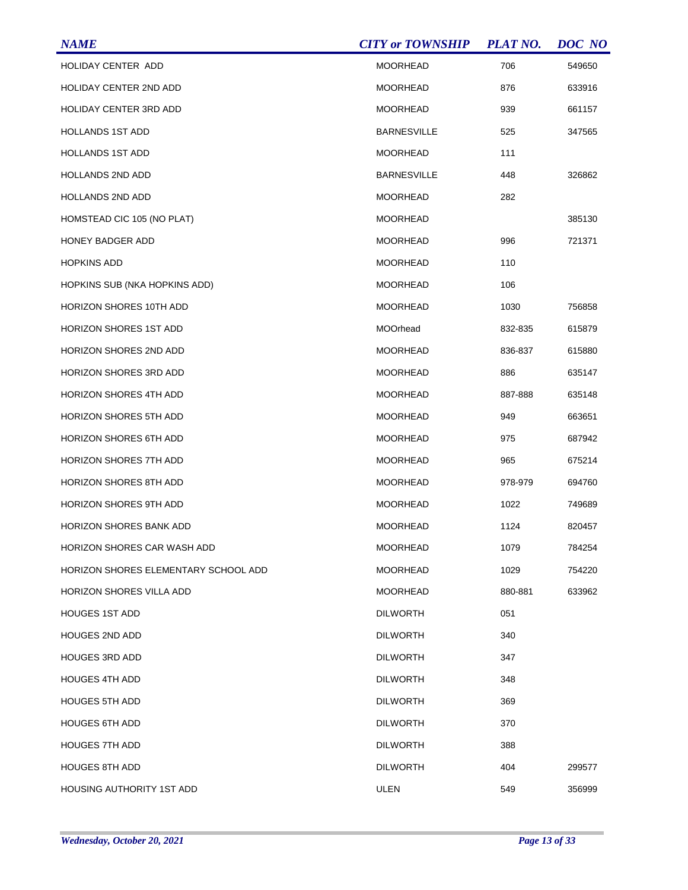| NAME | CITY or TOWNSHIP | PLAT NO. | DOC NO |
|---|---|---|---|
| HOLIDAY CENTER ADD | MOORHEAD | 706 | 549650 |
| HOLIDAY CENTER 2ND ADD | MOORHEAD | 876 | 633916 |
| HOLIDAY CENTER 3RD ADD | MOORHEAD | 939 | 661157 |
| HOLLANDS 1ST ADD | BARNESVILLE | 525 | 347565 |
| HOLLANDS 1ST ADD | MOORHEAD | 111 | |
| HOLLANDS 2ND ADD | BARNESVILLE | 448 | 326862 |
| HOLLANDS 2ND ADD | MOORHEAD | 282 | |
| HOMSTEAD CIC 105 (NO PLAT) | MOORHEAD | | 385130 |
| HONEY BADGER ADD | MOORHEAD | 996 | 721371 |
| HOPKINS ADD | MOORHEAD | 110 | |
| HOPKINS SUB (NKA HOPKINS ADD) | MOORHEAD | 106 | |
| HORIZON SHORES 10TH ADD | MOORHEAD | 1030 | 756858 |
| HORIZON SHORES 1ST ADD | MOOrhead | 832-835 | 615879 |
| HORIZON SHORES 2ND ADD | MOORHEAD | 836-837 | 615880 |
| HORIZON SHORES 3RD ADD | MOORHEAD | 886 | 635147 |
| HORIZON SHORES 4TH ADD | MOORHEAD | 887-888 | 635148 |
| HORIZON SHORES 5TH ADD | MOORHEAD | 949 | 663651 |
| HORIZON SHORES 6TH ADD | MOORHEAD | 975 | 687942 |
| HORIZON SHORES 7TH ADD | MOORHEAD | 965 | 675214 |
| HORIZON SHORES 8TH ADD | MOORHEAD | 978-979 | 694760 |
| HORIZON SHORES 9TH ADD | MOORHEAD | 1022 | 749689 |
| HORIZON SHORES BANK ADD | MOORHEAD | 1124 | 820457 |
| HORIZON SHORES CAR WASH ADD | MOORHEAD | 1079 | 784254 |
| HORIZON SHORES ELEMENTARY SCHOOL ADD | MOORHEAD | 1029 | 754220 |
| HORIZON SHORES VILLA ADD | MOORHEAD | 880-881 | 633962 |
| HOUGES 1ST ADD | DILWORTH | 051 | |
| HOUGES 2ND ADD | DILWORTH | 340 | |
| HOUGES 3RD ADD | DILWORTH | 347 | |
| HOUGES 4TH ADD | DILWORTH | 348 | |
| HOUGES 5TH ADD | DILWORTH | 369 | |
| HOUGES 6TH ADD | DILWORTH | 370 | |
| HOUGES 7TH ADD | DILWORTH | 388 | |
| HOUGES 8TH ADD | DILWORTH | 404 | 299577 |
| HOUSING AUTHORITY 1ST ADD | ULEN | 549 | 356999 |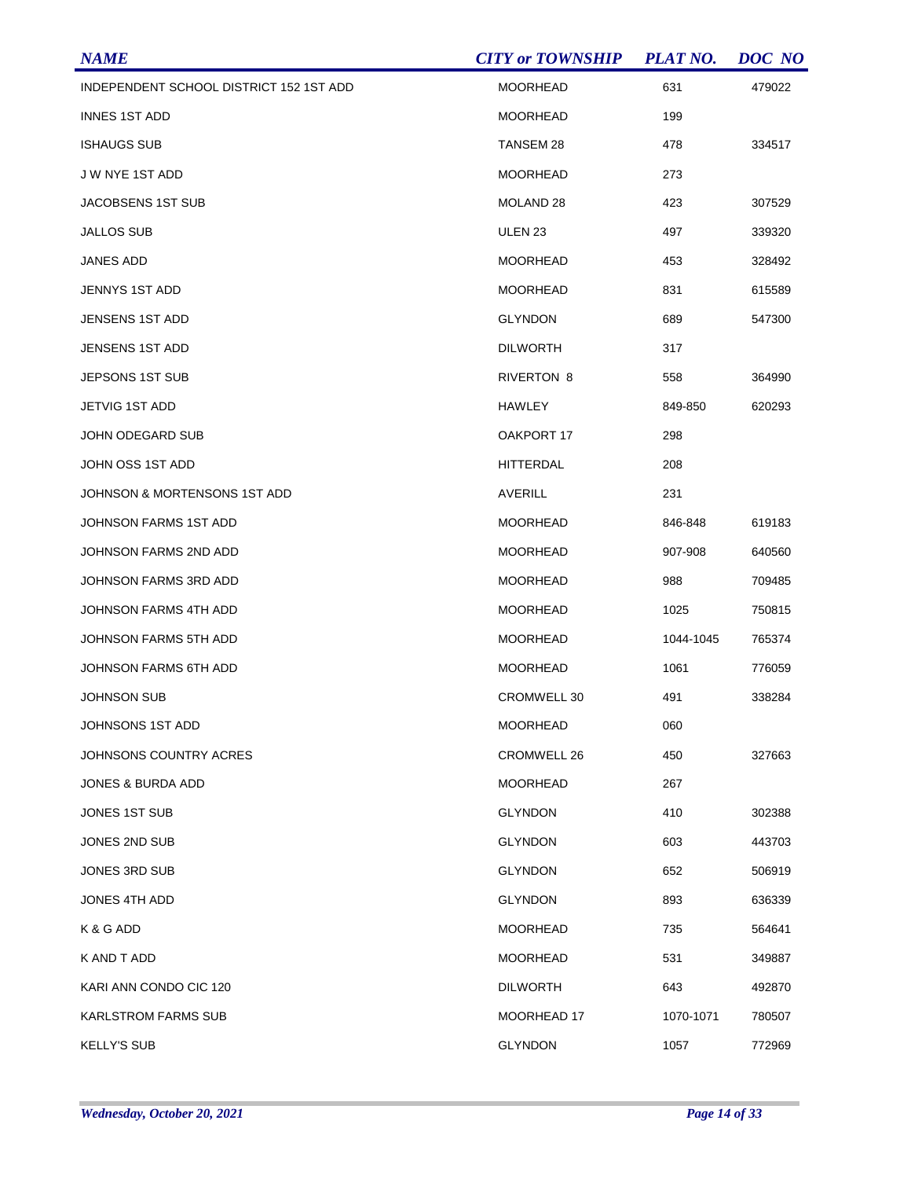| NAME | CITY or TOWNSHIP | PLAT NO. | DOC NO |
|---|---|---|---|
| INDEPENDENT SCHOOL DISTRICT 152 1ST ADD | MOORHEAD | 631 | 479022 |
| INNES 1ST ADD | MOORHEAD | 199 | |
| ISHAUGS SUB | TANSEM 28 | 478 | 334517 |
| J W NYE 1ST ADD | MOORHEAD | 273 | |
| JACOBSENS 1ST SUB | MOLAND 28 | 423 | 307529 |
| JALLOS SUB | ULEN 23 | 497 | 339320 |
| JANES ADD | MOORHEAD | 453 | 328492 |
| JENNYS 1ST ADD | MOORHEAD | 831 | 615589 |
| JENSENS 1ST ADD | GLYNDON | 689 | 547300 |
| JENSENS 1ST ADD | DILWORTH | 317 | |
| JEPSONS 1ST SUB | RIVERTON 8 | 558 | 364990 |
| JETVIG 1ST ADD | HAWLEY | 849-850 | 620293 |
| JOHN ODEGARD SUB | OAKPORT 17 | 298 | |
| JOHN OSS 1ST ADD | HITTERDAL | 208 | |
| JOHNSON & MORTENSONS 1ST ADD | AVERILL | 231 | |
| JOHNSON FARMS 1ST ADD | MOORHEAD | 846-848 | 619183 |
| JOHNSON FARMS 2ND ADD | MOORHEAD | 907-908 | 640560 |
| JOHNSON FARMS 3RD ADD | MOORHEAD | 988 | 709485 |
| JOHNSON FARMS 4TH ADD | MOORHEAD | 1025 | 750815 |
| JOHNSON FARMS 5TH ADD | MOORHEAD | 1044-1045 | 765374 |
| JOHNSON FARMS 6TH ADD | MOORHEAD | 1061 | 776059 |
| JOHNSON SUB | CROMWELL 30 | 491 | 338284 |
| JOHNSONS 1ST ADD | MOORHEAD | 060 | |
| JOHNSONS COUNTRY ACRES | CROMWELL 26 | 450 | 327663 |
| JONES & BURDA ADD | MOORHEAD | 267 | |
| JONES 1ST SUB | GLYNDON | 410 | 302388 |
| JONES 2ND SUB | GLYNDON | 603 | 443703 |
| JONES 3RD SUB | GLYNDON | 652 | 506919 |
| JONES 4TH ADD | GLYNDON | 893 | 636339 |
| K & G ADD | MOORHEAD | 735 | 564641 |
| K AND T ADD | MOORHEAD | 531 | 349887 |
| KARI ANN CONDO CIC 120 | DILWORTH | 643 | 492870 |
| KARLSTROM FARMS SUB | MOORHEAD 17 | 1070-1071 | 780507 |
| KELLY'S SUB | GLYNDON | 1057 | 772969 |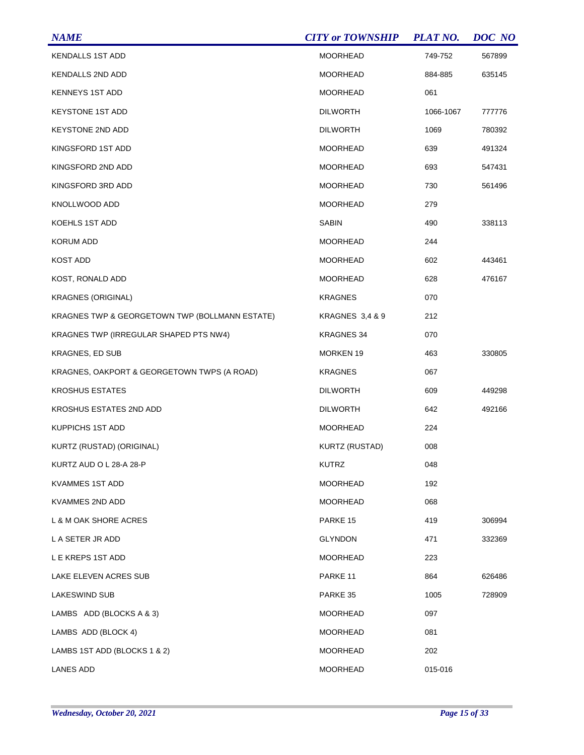| NAME | CITY or TOWNSHIP | PLAT NO. | DOC NO |
|---|---|---|---|
| KENDALLS 1ST ADD | MOORHEAD | 749-752 | 567899 |
| KENDALLS 2ND ADD | MOORHEAD | 884-885 | 635145 |
| KENNEYS 1ST ADD | MOORHEAD | 061 | |
| KEYSTONE 1ST ADD | DILWORTH | 1066-1067 | 777776 |
| KEYSTONE 2ND ADD | DILWORTH | 1069 | 780392 |
| KINGSFORD 1ST ADD | MOORHEAD | 639 | 491324 |
| KINGSFORD 2ND ADD | MOORHEAD | 693 | 547431 |
| KINGSFORD 3RD ADD | MOORHEAD | 730 | 561496 |
| KNOLLWOOD ADD | MOORHEAD | 279 | |
| KOEHLS 1ST ADD | SABIN | 490 | 338113 |
| KORUM ADD | MOORHEAD | 244 | |
| KOST ADD | MOORHEAD | 602 | 443461 |
| KOST, RONALD ADD | MOORHEAD | 628 | 476167 |
| KRAGNES (ORIGINAL) | KRAGNES | 070 | |
| KRAGNES TWP & GEORGETOWN TWP (BOLLMANN ESTATE) | KRAGNES 3,4 & 9 | 212 | |
| KRAGNES TWP (IRREGULAR SHAPED PTS NW4) | KRAGNES 34 | 070 | |
| KRAGNES, ED SUB | MORKEN 19 | 463 | 330805 |
| KRAGNES, OAKPORT & GEORGETOWN TWPS (A ROAD) | KRAGNES | 067 | |
| KROSHUS ESTATES | DILWORTH | 609 | 449298 |
| KROSHUS ESTATES 2ND ADD | DILWORTH | 642 | 492166 |
| KUPPICHS 1ST ADD | MOORHEAD | 224 | |
| KURTZ (RUSTAD) (ORIGINAL) | KURTZ (RUSTAD) | 008 | |
| KURTZ AUD O L 28-A 28-P | KUTRZ | 048 | |
| KVAMMES 1ST ADD | MOORHEAD | 192 | |
| KVAMMES 2ND ADD | MOORHEAD | 068 | |
| L & M OAK SHORE ACRES | PARKE 15 | 419 | 306994 |
| L A SETER JR ADD | GLYNDON | 471 | 332369 |
| L E KREPS 1ST ADD | MOORHEAD | 223 | |
| LAKE ELEVEN ACRES SUB | PARKE 11 | 864 | 626486 |
| LAKESWIND SUB | PARKE 35 | 1005 | 728909 |
| LAMBS ADD (BLOCKS A & 3) | MOORHEAD | 097 | |
| LAMBS ADD (BLOCK 4) | MOORHEAD | 081 | |
| LAMBS 1ST ADD (BLOCKS 1 & 2) | MOORHEAD | 202 | |
| LANES ADD | MOORHEAD | 015-016 | |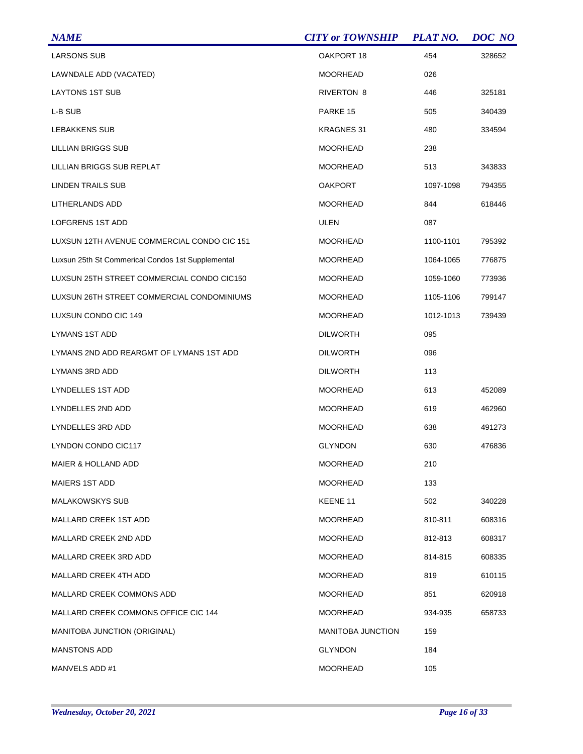| NAME | CITY or TOWNSHIP | PLAT NO. | DOC NO |
|---|---|---|---|
| LARSONS SUB | OAKPORT 18 | 454 | 328652 |
| LAWNDALE ADD (VACATED) | MOORHEAD | 026 | |
| LAYTONS 1ST SUB | RIVERTON 8 | 446 | 325181 |
| L-B SUB | PARKE 15 | 505 | 340439 |
| LEBAKKENS SUB | KRAGNES 31 | 480 | 334594 |
| LILLIAN BRIGGS SUB | MOORHEAD | 238 | |
| LILLIAN BRIGGS SUB REPLAT | MOORHEAD | 513 | 343833 |
| LINDEN TRAILS SUB | OAKPORT | 1097-1098 | 794355 |
| LITHERLANDS ADD | MOORHEAD | 844 | 618446 |
| LOFGRENS 1ST ADD | ULEN | 087 | |
| LUXSUN 12TH AVENUE COMMERCIAL CONDO CIC 151 | MOORHEAD | 1100-1101 | 795392 |
| Luxsun 25th St Commerical Condos 1st Supplemental | MOORHEAD | 1064-1065 | 776875 |
| LUXSUN 25TH STREET COMMERCIAL CONDO CIC150 | MOORHEAD | 1059-1060 | 773936 |
| LUXSUN 26TH STREET COMMERCIAL CONDOMINIUMS | MOORHEAD | 1105-1106 | 799147 |
| LUXSUN CONDO CIC 149 | MOORHEAD | 1012-1013 | 739439 |
| LYMANS 1ST ADD | DILWORTH | 095 | |
| LYMANS 2ND ADD REARGMT OF LYMANS 1ST ADD | DILWORTH | 096 | |
| LYMANS 3RD ADD | DILWORTH | 113 | |
| LYNDELLES 1ST ADD | MOORHEAD | 613 | 452089 |
| LYNDELLES 2ND ADD | MOORHEAD | 619 | 462960 |
| LYNDELLES 3RD ADD | MOORHEAD | 638 | 491273 |
| LYNDON CONDO CIC117 | GLYNDON | 630 | 476836 |
| MAIER & HOLLAND ADD | MOORHEAD | 210 | |
| MAIERS 1ST ADD | MOORHEAD | 133 | |
| MALAKOWSKYS SUB | KEENE 11 | 502 | 340228 |
| MALLARD CREEK 1ST ADD | MOORHEAD | 810-811 | 608316 |
| MALLARD CREEK 2ND ADD | MOORHEAD | 812-813 | 608317 |
| MALLARD CREEK 3RD ADD | MOORHEAD | 814-815 | 608335 |
| MALLARD CREEK 4TH ADD | MOORHEAD | 819 | 610115 |
| MALLARD CREEK COMMONS ADD | MOORHEAD | 851 | 620918 |
| MALLARD CREEK COMMONS OFFICE CIC 144 | MOORHEAD | 934-935 | 658733 |
| MANITOBA JUNCTION (ORIGINAL) | MANITOBA JUNCTION | 159 | |
| MANSTONS ADD | GLYNDON | 184 | |
| MANVELS ADD #1 | MOORHEAD | 105 | |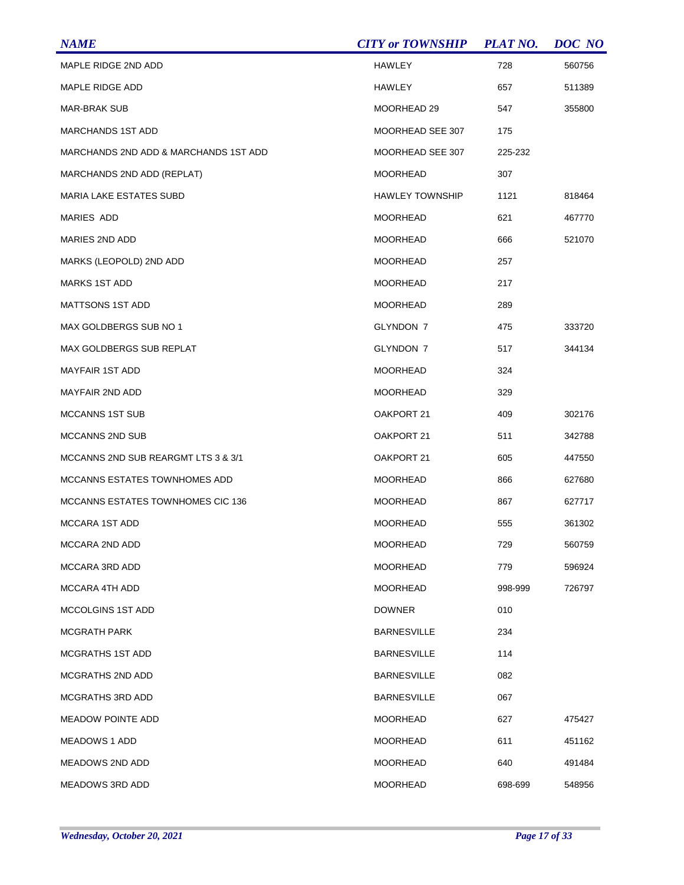| NAME | CITY or TOWNSHIP | PLAT NO. | DOC NO |
|---|---|---|---|
| MAPLE RIDGE 2ND ADD | HAWLEY | 728 | 560756 |
| MAPLE RIDGE ADD | HAWLEY | 657 | 511389 |
| MAR-BRAK SUB | MOORHEAD 29 | 547 | 355800 |
| MARCHANDS 1ST ADD | MOORHEAD SEE 307 | 175 | |
| MARCHANDS 2ND ADD & MARCHANDS 1ST ADD | MOORHEAD SEE 307 | 225-232 | |
| MARCHANDS 2ND ADD (REPLAT) | MOORHEAD | 307 | |
| MARIA LAKE ESTATES SUBD | HAWLEY TOWNSHIP | 1121 | 818464 |
| MARIES ADD | MOORHEAD | 621 | 467770 |
| MARIES 2ND ADD | MOORHEAD | 666 | 521070 |
| MARKS (LEOPOLD) 2ND ADD | MOORHEAD | 257 | |
| MARKS 1ST ADD | MOORHEAD | 217 | |
| MATTSONS 1ST ADD | MOORHEAD | 289 | |
| MAX GOLDBERGS SUB NO 1 | GLYNDON 7 | 475 | 333720 |
| MAX GOLDBERGS SUB REPLAT | GLYNDON 7 | 517 | 344134 |
| MAYFAIR 1ST ADD | MOORHEAD | 324 | |
| MAYFAIR 2ND ADD | MOORHEAD | 329 | |
| MCCANNS 1ST SUB | OAKPORT 21 | 409 | 302176 |
| MCCANNS 2ND SUB | OAKPORT 21 | 511 | 342788 |
| MCCANNS 2ND SUB REARGMT LTS 3 & 3/1 | OAKPORT 21 | 605 | 447550 |
| MCCANNS ESTATES TOWNHOMES ADD | MOORHEAD | 866 | 627680 |
| MCCANNS ESTATES TOWNHOMES CIC 136 | MOORHEAD | 867 | 627717 |
| MCCARA 1ST ADD | MOORHEAD | 555 | 361302 |
| MCCARA 2ND ADD | MOORHEAD | 729 | 560759 |
| MCCARA 3RD ADD | MOORHEAD | 779 | 596924 |
| MCCARA 4TH ADD | MOORHEAD | 998-999 | 726797 |
| MCCOLGINS 1ST ADD | DOWNER | 010 | |
| MCGRATH PARK | BARNESVILLE | 234 | |
| MCGRATHS 1ST ADD | BARNESVILLE | 114 | |
| MCGRATHS 2ND ADD | BARNESVILLE | 082 | |
| MCGRATHS 3RD ADD | BARNESVILLE | 067 | |
| MEADOW POINTE ADD | MOORHEAD | 627 | 475427 |
| MEADOWS 1 ADD | MOORHEAD | 611 | 451162 |
| MEADOWS 2ND ADD | MOORHEAD | 640 | 491484 |
| MEADOWS 3RD ADD | MOORHEAD | 698-699 | 548956 |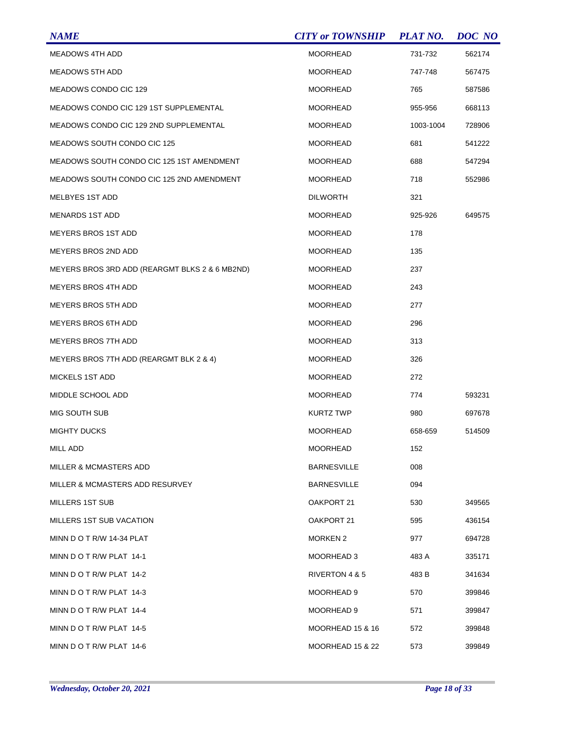| NAME | CITY or TOWNSHIP | PLAT NO. | DOC NO |
|---|---|---|---|
| MEADOWS 4TH ADD | MOORHEAD | 731-732 | 562174 |
| MEADOWS 5TH ADD | MOORHEAD | 747-748 | 567475 |
| MEADOWS CONDO CIC 129 | MOORHEAD | 765 | 587586 |
| MEADOWS CONDO CIC 129 1ST SUPPLEMENTAL | MOORHEAD | 955-956 | 668113 |
| MEADOWS CONDO CIC 129 2ND SUPPLEMENTAL | MOORHEAD | 1003-1004 | 728906 |
| MEADOWS SOUTH CONDO CIC 125 | MOORHEAD | 681 | 541222 |
| MEADOWS SOUTH CONDO CIC 125 1ST AMENDMENT | MOORHEAD | 688 | 547294 |
| MEADOWS SOUTH CONDO CIC 125 2ND AMENDMENT | MOORHEAD | 718 | 552986 |
| MELBYES 1ST ADD | DILWORTH | 321 | |
| MENARDS 1ST ADD | MOORHEAD | 925-926 | 649575 |
| MEYERS BROS 1ST ADD | MOORHEAD | 178 | |
| MEYERS BROS 2ND ADD | MOORHEAD | 135 | |
| MEYERS BROS 3RD ADD (REARGMT BLKS 2 & 6 MB2ND) | MOORHEAD | 237 | |
| MEYERS BROS 4TH ADD | MOORHEAD | 243 | |
| MEYERS BROS 5TH ADD | MOORHEAD | 277 | |
| MEYERS BROS 6TH ADD | MOORHEAD | 296 | |
| MEYERS BROS 7TH ADD | MOORHEAD | 313 | |
| MEYERS BROS 7TH ADD (REARGMT BLK 2 & 4) | MOORHEAD | 326 | |
| MICKELS 1ST ADD | MOORHEAD | 272 | |
| MIDDLE SCHOOL ADD | MOORHEAD | 774 | 593231 |
| MIG SOUTH SUB | KURTZ TWP | 980 | 697678 |
| MIGHTY DUCKS | MOORHEAD | 658-659 | 514509 |
| MILL ADD | MOORHEAD | 152 | |
| MILLER & MCMASTERS ADD | BARNESVILLE | 008 | |
| MILLER & MCMASTERS ADD RESURVEY | BARNESVILLE | 094 | |
| MILLERS 1ST SUB | OAKPORT 21 | 530 | 349565 |
| MILLERS 1ST SUB VACATION | OAKPORT 21 | 595 | 436154 |
| MINN D O T R/W 14-34 PLAT | MORKEN 2 | 977 | 694728 |
| MINN D O T R/W PLAT 14-1 | MOORHEAD 3 | 483 A | 335171 |
| MINN D O T R/W PLAT 14-2 | RIVERTON 4 & 5 | 483 B | 341634 |
| MINN D O T R/W PLAT 14-3 | MOORHEAD 9 | 570 | 399846 |
| MINN D O T R/W PLAT 14-4 | MOORHEAD 9 | 571 | 399847 |
| MINN D O T R/W PLAT 14-5 | MOORHEAD 15 & 16 | 572 | 399848 |
| MINN D O T R/W PLAT 14-6 | MOORHEAD 15 & 22 | 573 | 399849 |

*Wednesday, October 20, 2021*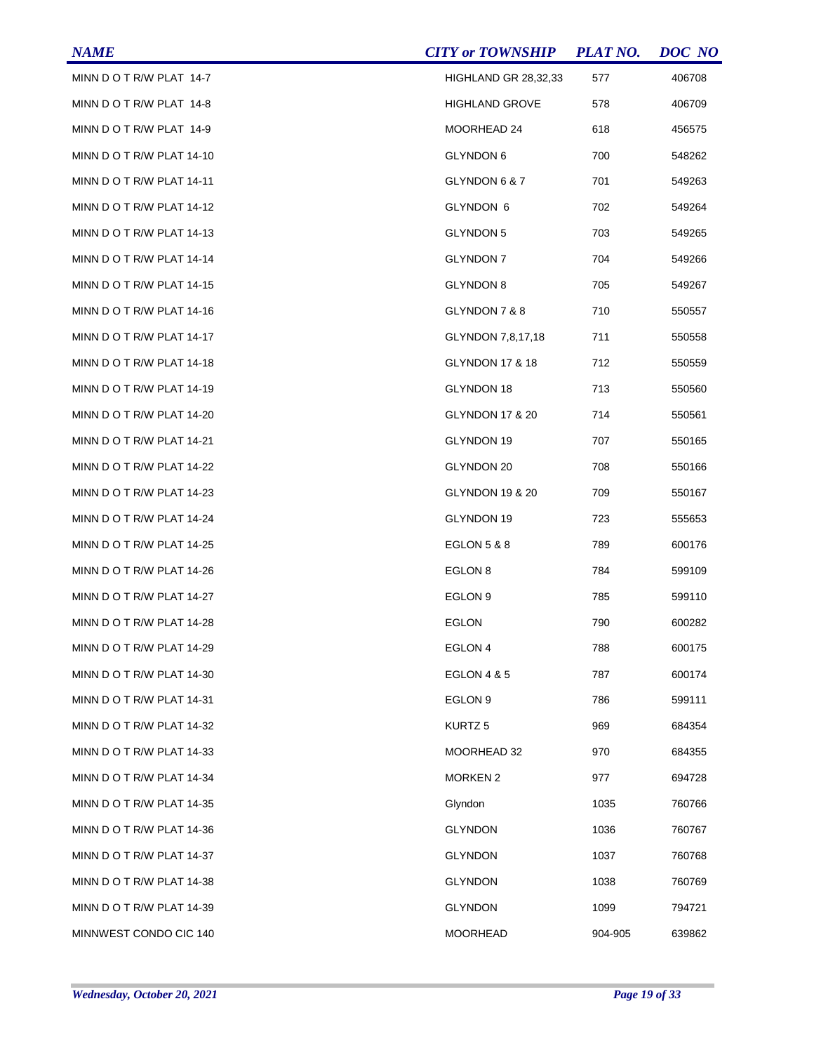| NAME | CITY or TOWNSHIP | PLAT NO. | DOC NO |
| --- | --- | --- | --- |
| MINN D O T R/W PLAT 14-7 | HIGHLAND GR 28,32,33 | 577 | 406708 |
| MINN D O T R/W PLAT 14-8 | HIGHLAND GROVE | 578 | 406709 |
| MINN D O T R/W PLAT 14-9 | MOORHEAD 24 | 618 | 456575 |
| MINN D O T R/W PLAT 14-10 | GLYNDON 6 | 700 | 548262 |
| MINN D O T R/W PLAT 14-11 | GLYNDON 6 & 7 | 701 | 549263 |
| MINN D O T R/W PLAT 14-12 | GLYNDON 6 | 702 | 549264 |
| MINN D O T R/W PLAT 14-13 | GLYNDON 5 | 703 | 549265 |
| MINN D O T R/W PLAT 14-14 | GLYNDON 7 | 704 | 549266 |
| MINN D O T R/W PLAT 14-15 | GLYNDON 8 | 705 | 549267 |
| MINN D O T R/W PLAT 14-16 | GLYNDON 7 & 8 | 710 | 550557 |
| MINN D O T R/W PLAT 14-17 | GLYNDON 7,8,17,18 | 711 | 550558 |
| MINN D O T R/W PLAT 14-18 | GLYNDON 17 & 18 | 712 | 550559 |
| MINN D O T R/W PLAT 14-19 | GLYNDON 18 | 713 | 550560 |
| MINN D O T R/W PLAT 14-20 | GLYNDON 17 & 20 | 714 | 550561 |
| MINN D O T R/W PLAT 14-21 | GLYNDON 19 | 707 | 550165 |
| MINN D O T R/W PLAT 14-22 | GLYNDON 20 | 708 | 550166 |
| MINN D O T R/W PLAT 14-23 | GLYNDON 19 & 20 | 709 | 550167 |
| MINN D O T R/W PLAT 14-24 | GLYNDON 19 | 723 | 555653 |
| MINN D O T R/W PLAT 14-25 | EGLON 5 & 8 | 789 | 600176 |
| MINN D O T R/W PLAT 14-26 | EGLON 8 | 784 | 599109 |
| MINN D O T R/W PLAT 14-27 | EGLON 9 | 785 | 599110 |
| MINN D O T R/W PLAT 14-28 | EGLON | 790 | 600282 |
| MINN D O T R/W PLAT 14-29 | EGLON 4 | 788 | 600175 |
| MINN D O T R/W PLAT 14-30 | EGLON 4 & 5 | 787 | 600174 |
| MINN D O T R/W PLAT 14-31 | EGLON 9 | 786 | 599111 |
| MINN D O T R/W PLAT 14-32 | KURTZ 5 | 969 | 684354 |
| MINN D O T R/W PLAT 14-33 | MOORHEAD 32 | 970 | 684355 |
| MINN D O T R/W PLAT 14-34 | MORKEN 2 | 977 | 694728 |
| MINN D O T R/W PLAT 14-35 | Glyndon | 1035 | 760766 |
| MINN D O T R/W PLAT 14-36 | GLYNDON | 1036 | 760767 |
| MINN D O T R/W PLAT 14-37 | GLYNDON | 1037 | 760768 |
| MINN D O T R/W PLAT 14-38 | GLYNDON | 1038 | 760769 |
| MINN D O T R/W PLAT 14-39 | GLYNDON | 1099 | 794721 |
| MINNWEST CONDO CIC 140 | MOORHEAD | 904-905 | 639862 |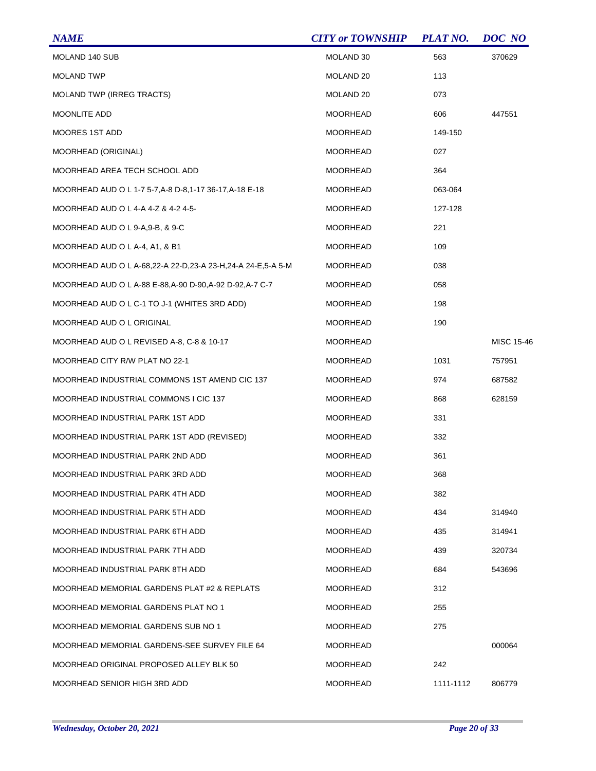| NAME | CITY or TOWNSHIP | PLAT NO. | DOC NO |
|---|---|---|---|
| MOLAND 140 SUB | MOLAND 30 | 563 | 370629 |
| MOLAND TWP | MOLAND 20 | 113 | |
| MOLAND TWP (IRREG TRACTS) | MOLAND 20 | 073 | |
| MOONLITE ADD | MOORHEAD | 606 | 447551 |
| MOORES 1ST ADD | MOORHEAD | 149-150 | |
| MOORHEAD (ORIGINAL) | MOORHEAD | 027 | |
| MOORHEAD AREA TECH SCHOOL ADD | MOORHEAD | 364 | |
| MOORHEAD AUD O L 1-7 5-7,A-8 D-8,1-17 36-17,A-18 E-18 | MOORHEAD | 063-064 | |
| MOORHEAD AUD O L 4-A 4-Z & 4-2 4-5- | MOORHEAD | 127-128 | |
| MOORHEAD AUD O L 9-A,9-B, & 9-C | MOORHEAD | 221 | |
| MOORHEAD AUD O L A-4, A1, & B1 | MOORHEAD | 109 | |
| MOORHEAD AUD O L A-68,22-A 22-D,23-A 23-H,24-A 24-E,5-A 5-M | MOORHEAD | 038 | |
| MOORHEAD AUD O L A-88 E-88,A-90 D-90,A-92 D-92,A-7 C-7 | MOORHEAD | 058 | |
| MOORHEAD AUD O L C-1 TO J-1 (WHITES 3RD ADD) | MOORHEAD | 198 | |
| MOORHEAD AUD O L ORIGINAL | MOORHEAD | 190 | |
| MOORHEAD AUD O L REVISED A-8, C-8 & 10-17 | MOORHEAD | | MISC 15-46 |
| MOORHEAD CITY R/W PLAT NO 22-1 | MOORHEAD | 1031 | 757951 |
| MOORHEAD INDUSTRIAL COMMONS 1ST AMEND CIC 137 | MOORHEAD | 974 | 687582 |
| MOORHEAD INDUSTRIAL COMMONS I CIC 137 | MOORHEAD | 868 | 628159 |
| MOORHEAD INDUSTRIAL PARK 1ST ADD | MOORHEAD | 331 | |
| MOORHEAD INDUSTRIAL PARK 1ST ADD (REVISED) | MOORHEAD | 332 | |
| MOORHEAD INDUSTRIAL PARK 2ND ADD | MOORHEAD | 361 | |
| MOORHEAD INDUSTRIAL PARK 3RD ADD | MOORHEAD | 368 | |
| MOORHEAD INDUSTRIAL PARK 4TH ADD | MOORHEAD | 382 | |
| MOORHEAD INDUSTRIAL PARK 5TH ADD | MOORHEAD | 434 | 314940 |
| MOORHEAD INDUSTRIAL PARK 6TH ADD | MOORHEAD | 435 | 314941 |
| MOORHEAD INDUSTRIAL PARK 7TH ADD | MOORHEAD | 439 | 320734 |
| MOORHEAD INDUSTRIAL PARK 8TH ADD | MOORHEAD | 684 | 543696 |
| MOORHEAD MEMORIAL GARDENS PLAT #2 & REPLATS | MOORHEAD | 312 | |
| MOORHEAD MEMORIAL GARDENS PLAT NO 1 | MOORHEAD | 255 | |
| MOORHEAD MEMORIAL GARDENS SUB NO 1 | MOORHEAD | 275 | |
| MOORHEAD MEMORIAL GARDENS-SEE SURVEY FILE 64 | MOORHEAD | | 000064 |
| MOORHEAD ORIGINAL PROPOSED ALLEY BLK 50 | MOORHEAD | 242 | |
| MOORHEAD SENIOR HIGH 3RD ADD | MOORHEAD | 1111-1112 | 806779 |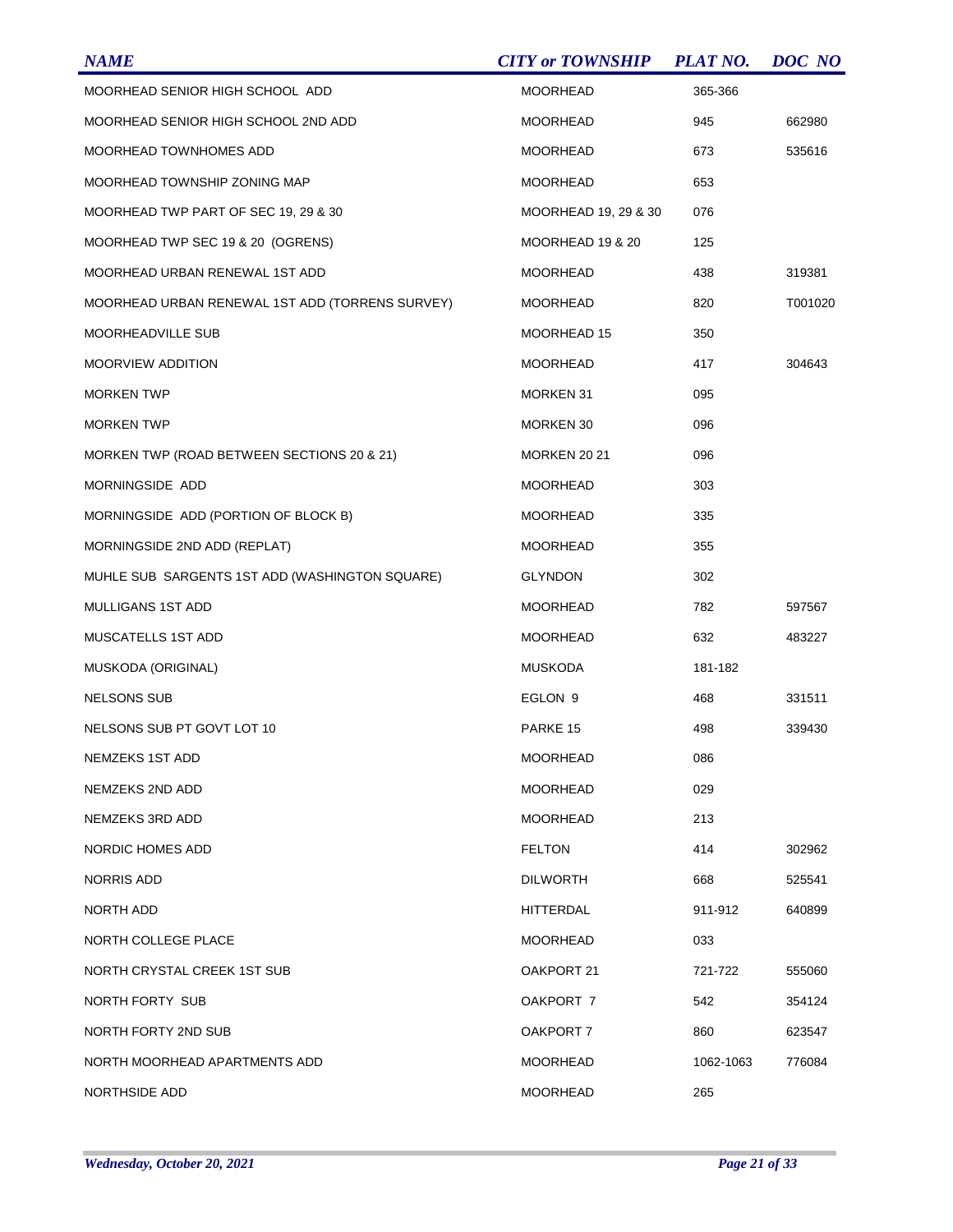| NAME | CITY or TOWNSHIP | PLAT NO. | DOC NO |
|---|---|---|---|
| MOORHEAD SENIOR HIGH SCHOOL ADD | MOORHEAD | 365-366 | |
| MOORHEAD SENIOR HIGH SCHOOL 2ND ADD | MOORHEAD | 945 | 662980 |
| MOORHEAD TOWNHOMES ADD | MOORHEAD | 673 | 535616 |
| MOORHEAD TOWNSHIP ZONING MAP | MOORHEAD | 653 | |
| MOORHEAD TWP PART OF SEC 19, 29 & 30 | MOORHEAD 19, 29 & 30 | 076 | |
| MOORHEAD TWP SEC 19 & 20 (OGRENS) | MOORHEAD 19 & 20 | 125 | |
| MOORHEAD URBAN RENEWAL 1ST ADD | MOORHEAD | 438 | 319381 |
| MOORHEAD URBAN RENEWAL 1ST ADD (TORRENS SURVEY) | MOORHEAD | 820 | T001020 |
| MOORHEADVILLE SUB | MOORHEAD 15 | 350 | |
| MOORVIEW ADDITION | MOORHEAD | 417 | 304643 |
| MORKEN TWP | MORKEN 31 | 095 | |
| MORKEN TWP | MORKEN 30 | 096 | |
| MORKEN TWP (ROAD BETWEEN SECTIONS 20 & 21) | MORKEN 20 21 | 096 | |
| MORNINGSIDE ADD | MOORHEAD | 303 | |
| MORNINGSIDE ADD (PORTION OF BLOCK B) | MOORHEAD | 335 | |
| MORNINGSIDE 2ND ADD (REPLAT) | MOORHEAD | 355 | |
| MUHLE SUB SARGENTS 1ST ADD (WASHINGTON SQUARE) | GLYNDON | 302 | |
| MULLIGANS 1ST ADD | MOORHEAD | 782 | 597567 |
| MUSCATELLS 1ST ADD | MOORHEAD | 632 | 483227 |
| MUSKODA (ORIGINAL) | MUSKODA | 181-182 | |
| NELSONS SUB | EGLON 9 | 468 | 331511 |
| NELSONS SUB PT GOVT LOT 10 | PARKE 15 | 498 | 339430 |
| NEMZEKS 1ST ADD | MOORHEAD | 086 | |
| NEMZEKS 2ND ADD | MOORHEAD | 029 | |
| NEMZEKS 3RD ADD | MOORHEAD | 213 | |
| NORDIC HOMES ADD | FELTON | 414 | 302962 |
| NORRIS ADD | DILWORTH | 668 | 525541 |
| NORTH ADD | HITTERDAL | 911-912 | 640899 |
| NORTH COLLEGE PLACE | MOORHEAD | 033 | |
| NORTH CRYSTAL CREEK 1ST SUB | OAKPORT 21 | 721-722 | 555060 |
| NORTH FORTY SUB | OAKPORT 7 | 542 | 354124 |
| NORTH FORTY 2ND SUB | OAKPORT 7 | 860 | 623547 |
| NORTH MOORHEAD APARTMENTS ADD | MOORHEAD | 1062-1063 | 776084 |
| NORTHSIDE ADD | MOORHEAD | 265 | |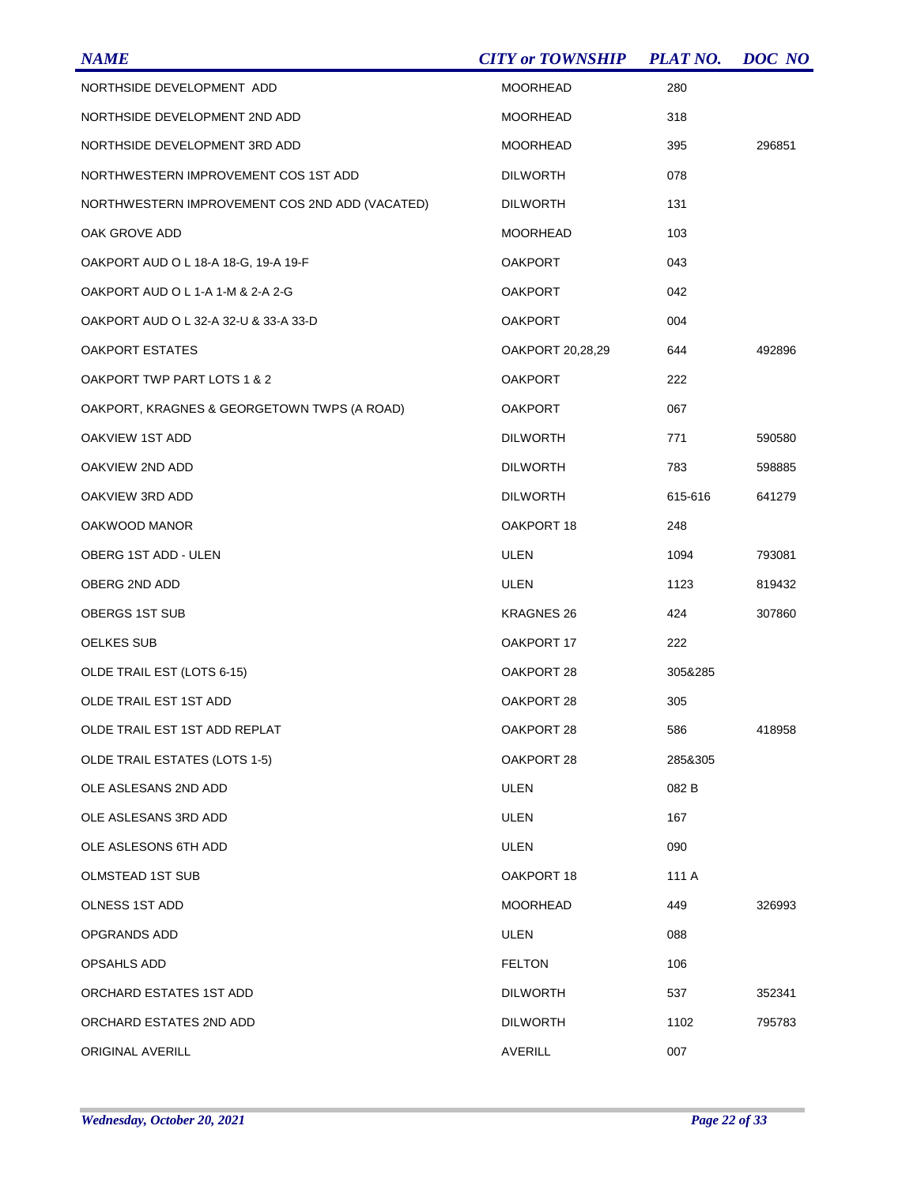| NAME | CITY or TOWNSHIP | PLAT NO. | DOC NO |
|---|---|---|---|
| NORTHSIDE DEVELOPMENT ADD | MOORHEAD | 280 | |
| NORTHSIDE DEVELOPMENT 2ND ADD | MOORHEAD | 318 | |
| NORTHSIDE DEVELOPMENT 3RD ADD | MOORHEAD | 395 | 296851 |
| NORTHWESTERN IMPROVEMENT COS 1ST ADD | DILWORTH | 078 | |
| NORTHWESTERN IMPROVEMENT COS 2ND ADD (VACATED) | DILWORTH | 131 | |
| OAK GROVE ADD | MOORHEAD | 103 | |
| OAKPORT AUD O L 18-A 18-G, 19-A 19-F | OAKPORT | 043 | |
| OAKPORT AUD O L 1-A 1-M & 2-A 2-G | OAKPORT | 042 | |
| OAKPORT AUD O L 32-A 32-U & 33-A 33-D | OAKPORT | 004 | |
| OAKPORT ESTATES | OAKPORT 20,28,29 | 644 | 492896 |
| OAKPORT TWP PART LOTS 1 & 2 | OAKPORT | 222 | |
| OAKPORT, KRAGNES & GEORGETOWN TWPS (A ROAD) | OAKPORT | 067 | |
| OAKVIEW 1ST ADD | DILWORTH | 771 | 590580 |
| OAKVIEW 2ND ADD | DILWORTH | 783 | 598885 |
| OAKVIEW 3RD ADD | DILWORTH | 615-616 | 641279 |
| OAKWOOD MANOR | OAKPORT 18 | 248 | |
| OBERG 1ST ADD - ULEN | ULEN | 1094 | 793081 |
| OBERG 2ND ADD | ULEN | 1123 | 819432 |
| OBERGS 1ST SUB | KRAGNES 26 | 424 | 307860 |
| OELKES SUB | OAKPORT 17 | 222 | |
| OLDE TRAIL EST (LOTS 6-15) | OAKPORT 28 | 305&285 | |
| OLDE TRAIL EST 1ST ADD | OAKPORT 28 | 305 | |
| OLDE TRAIL EST 1ST ADD REPLAT | OAKPORT 28 | 586 | 418958 |
| OLDE TRAIL ESTATES (LOTS 1-5) | OAKPORT 28 | 285&305 | |
| OLE ASLESANS 2ND ADD | ULEN | 082 B | |
| OLE ASLESANS 3RD ADD | ULEN | 167 | |
| OLE ASLESONS 6TH ADD | ULEN | 090 | |
| OLMSTEAD 1ST SUB | OAKPORT 18 | 111 A | |
| OLNESS 1ST ADD | MOORHEAD | 449 | 326993 |
| OPGRANDS ADD | ULEN | 088 | |
| OPSAHLS ADD | FELTON | 106 | |
| ORCHARD ESTATES 1ST ADD | DILWORTH | 537 | 352341 |
| ORCHARD ESTATES 2ND ADD | DILWORTH | 1102 | 795783 |
| ORIGINAL AVERILL | AVERILL | 007 | |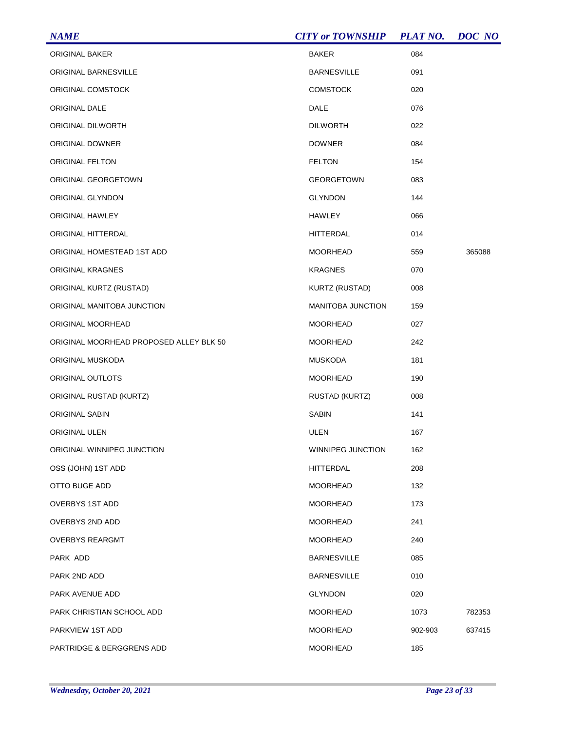| NAME | CITY or TOWNSHIP | PLAT NO. | DOC NO |
|---|---|---|---|
| ORIGINAL BAKER | BAKER | 084 | |
| ORIGINAL BARNESVILLE | BARNESVILLE | 091 | |
| ORIGINAL COMSTOCK | COMSTOCK | 020 | |
| ORIGINAL DALE | DALE | 076 | |
| ORIGINAL DILWORTH | DILWORTH | 022 | |
| ORIGINAL DOWNER | DOWNER | 084 | |
| ORIGINAL FELTON | FELTON | 154 | |
| ORIGINAL GEORGETOWN | GEORGETOWN | 083 | |
| ORIGINAL GLYNDON | GLYNDON | 144 | |
| ORIGINAL HAWLEY | HAWLEY | 066 | |
| ORIGINAL HITTERDAL | HITTERDAL | 014 | |
| ORIGINAL HOMESTEAD 1ST ADD | MOORHEAD | 559 | 365088 |
| ORIGINAL KRAGNES | KRAGNES | 070 | |
| ORIGINAL KURTZ (RUSTAD) | KURTZ (RUSTAD) | 008 | |
| ORIGINAL MANITOBA JUNCTION | MANITOBA JUNCTION | 159 | |
| ORIGINAL MOORHEAD | MOORHEAD | 027 | |
| ORIGINAL MOORHEAD PROPOSED ALLEY BLK 50 | MOORHEAD | 242 | |
| ORIGINAL MUSKODA | MUSKODA | 181 | |
| ORIGINAL OUTLOTS | MOORHEAD | 190 | |
| ORIGINAL RUSTAD (KURTZ) | RUSTAD (KURTZ) | 008 | |
| ORIGINAL SABIN | SABIN | 141 | |
| ORIGINAL ULEN | ULEN | 167 | |
| ORIGINAL WINNIPEG JUNCTION | WINNIPEG JUNCTION | 162 | |
| OSS (JOHN) 1ST ADD | HITTERDAL | 208 | |
| OTTO BUGE ADD | MOORHEAD | 132 | |
| OVERBYS 1ST ADD | MOORHEAD | 173 | |
| OVERBYS 2ND ADD | MOORHEAD | 241 | |
| OVERBYS REARGMT | MOORHEAD | 240 | |
| PARK ADD | BARNESVILLE | 085 | |
| PARK 2ND ADD | BARNESVILLE | 010 | |
| PARK AVENUE ADD | GLYNDON | 020 | |
| PARK CHRISTIAN SCHOOL ADD | MOORHEAD | 1073 | 782353 |
| PARKVIEW 1ST ADD | MOORHEAD | 902-903 | 637415 |
| PARTRIDGE & BERGGRENS ADD | MOORHEAD | 185 | |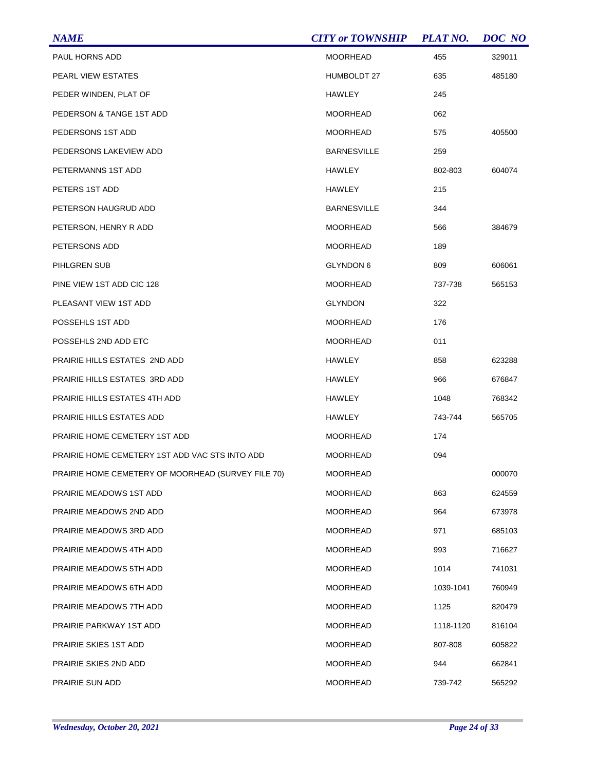| NAME | CITY or TOWNSHIP | PLAT NO. | DOC NO |
|---|---|---|---|
| PAUL HORNS ADD | MOORHEAD | 455 | 329011 |
| PEARL VIEW ESTATES | HUMBOLDT 27 | 635 | 485180 |
| PEDER WINDEN, PLAT OF | HAWLEY | 245 | |
| PEDERSON & TANGE 1ST ADD | MOORHEAD | 062 | |
| PEDERSONS 1ST ADD | MOORHEAD | 575 | 405500 |
| PEDERSONS LAKEVIEW ADD | BARNESVILLE | 259 | |
| PETERMANNS 1ST ADD | HAWLEY | 802-803 | 604074 |
| PETERS 1ST ADD | HAWLEY | 215 | |
| PETERSON HAUGRUD ADD | BARNESVILLE | 344 | |
| PETERSON, HENRY R ADD | MOORHEAD | 566 | 384679 |
| PETERSONS ADD | MOORHEAD | 189 | |
| PIHLGREN SUB | GLYNDON 6 | 809 | 606061 |
| PINE VIEW 1ST ADD CIC 128 | MOORHEAD | 737-738 | 565153 |
| PLEASANT VIEW 1ST ADD | GLYNDON | 322 | |
| POSSEHLS 1ST ADD | MOORHEAD | 176 | |
| POSSEHLS 2ND ADD ETC | MOORHEAD | 011 | |
| PRAIRIE HILLS ESTATES 2ND ADD | HAWLEY | 858 | 623288 |
| PRAIRIE HILLS ESTATES 3RD ADD | HAWLEY | 966 | 676847 |
| PRAIRIE HILLS ESTATES 4TH ADD | HAWLEY | 1048 | 768342 |
| PRAIRIE HILLS ESTATES ADD | HAWLEY | 743-744 | 565705 |
| PRAIRIE HOME CEMETERY 1ST ADD | MOORHEAD | 174 | |
| PRAIRIE HOME CEMETERY 1ST ADD VAC STS INTO ADD | MOORHEAD | 094 | |
| PRAIRIE HOME CEMETERY OF MOORHEAD (SURVEY FILE 70) | MOORHEAD | | 000070 |
| PRAIRIE MEADOWS 1ST ADD | MOORHEAD | 863 | 624559 |
| PRAIRIE MEADOWS 2ND ADD | MOORHEAD | 964 | 673978 |
| PRAIRIE MEADOWS 3RD ADD | MOORHEAD | 971 | 685103 |
| PRAIRIE MEADOWS 4TH ADD | MOORHEAD | 993 | 716627 |
| PRAIRIE MEADOWS 5TH ADD | MOORHEAD | 1014 | 741031 |
| PRAIRIE MEADOWS 6TH ADD | MOORHEAD | 1039-1041 | 760949 |
| PRAIRIE MEADOWS 7TH ADD | MOORHEAD | 1125 | 820479 |
| PRAIRIE PARKWAY 1ST ADD | MOORHEAD | 1118-1120 | 816104 |
| PRAIRIE SKIES 1ST ADD | MOORHEAD | 807-808 | 605822 |
| PRAIRIE SKIES 2ND ADD | MOORHEAD | 944 | 662841 |
| PRAIRIE SUN ADD | MOORHEAD | 739-742 | 565292 |

*Wednesday, October 20, 2021*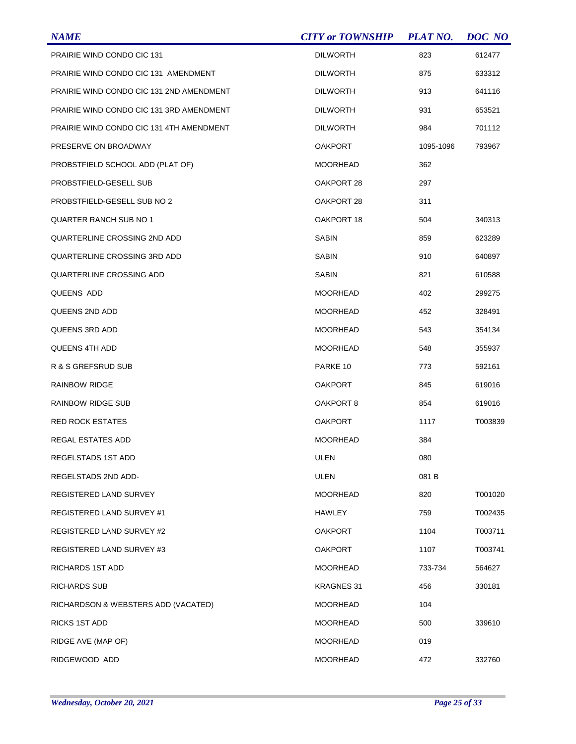| NAME | CITY or TOWNSHIP | PLAT NO. | DOC NO |
|---|---|---|---|
| PRAIRIE WIND CONDO CIC 131 | DILWORTH | 823 | 612477 |
| PRAIRIE WIND CONDO CIC 131 AMENDMENT | DILWORTH | 875 | 633312 |
| PRAIRIE WIND CONDO CIC 131 2ND AMENDMENT | DILWORTH | 913 | 641116 |
| PRAIRIE WIND CONDO CIC 131 3RD AMENDMENT | DILWORTH | 931 | 653521 |
| PRAIRIE WIND CONDO CIC 131 4TH AMENDMENT | DILWORTH | 984 | 701112 |
| PRESERVE ON BROADWAY | OAKPORT | 1095-1096 | 793967 |
| PROBSTFIELD SCHOOL ADD (PLAT OF) | MOORHEAD | 362 | |
| PROBSTFIELD-GESELL SUB | OAKPORT 28 | 297 | |
| PROBSTFIELD-GESELL SUB NO 2 | OAKPORT 28 | 311 | |
| QUARTER RANCH SUB NO 1 | OAKPORT 18 | 504 | 340313 |
| QUARTERLINE CROSSING 2ND ADD | SABIN | 859 | 623289 |
| QUARTERLINE CROSSING 3RD ADD | SABIN | 910 | 640897 |
| QUARTERLINE CROSSING ADD | SABIN | 821 | 610588 |
| QUEENS ADD | MOORHEAD | 402 | 299275 |
| QUEENS 2ND ADD | MOORHEAD | 452 | 328491 |
| QUEENS 3RD ADD | MOORHEAD | 543 | 354134 |
| QUEENS 4TH ADD | MOORHEAD | 548 | 355937 |
| R & S GREFSRUD SUB | PARKE 10 | 773 | 592161 |
| RAINBOW RIDGE | OAKPORT | 845 | 619016 |
| RAINBOW RIDGE SUB | OAKPORT 8 | 854 | 619016 |
| RED ROCK ESTATES | OAKPORT | 1117 | T003839 |
| REGAL ESTATES ADD | MOORHEAD | 384 | |
| REGELSTADS 1ST ADD | ULEN | 080 | |
| REGELSTADS 2ND ADD- | ULEN | 081 B | |
| REGISTERED LAND SURVEY | MOORHEAD | 820 | T001020 |
| REGISTERED LAND SURVEY #1 | HAWLEY | 759 | T002435 |
| REGISTERED LAND SURVEY #2 | OAKPORT | 1104 | T003711 |
| REGISTERED LAND SURVEY #3 | OAKPORT | 1107 | T003741 |
| RICHARDS 1ST ADD | MOORHEAD | 733-734 | 564627 |
| RICHARDS SUB | KRAGNES 31 | 456 | 330181 |
| RICHARDSON & WEBSTERS ADD (VACATED) | MOORHEAD | 104 | |
| RICKS 1ST ADD | MOORHEAD | 500 | 339610 |
| RIDGE AVE (MAP OF) | MOORHEAD | 019 | |
| RIDGEWOOD ADD | MOORHEAD | 472 | 332760 |

*Wednesday, October 20, 2021*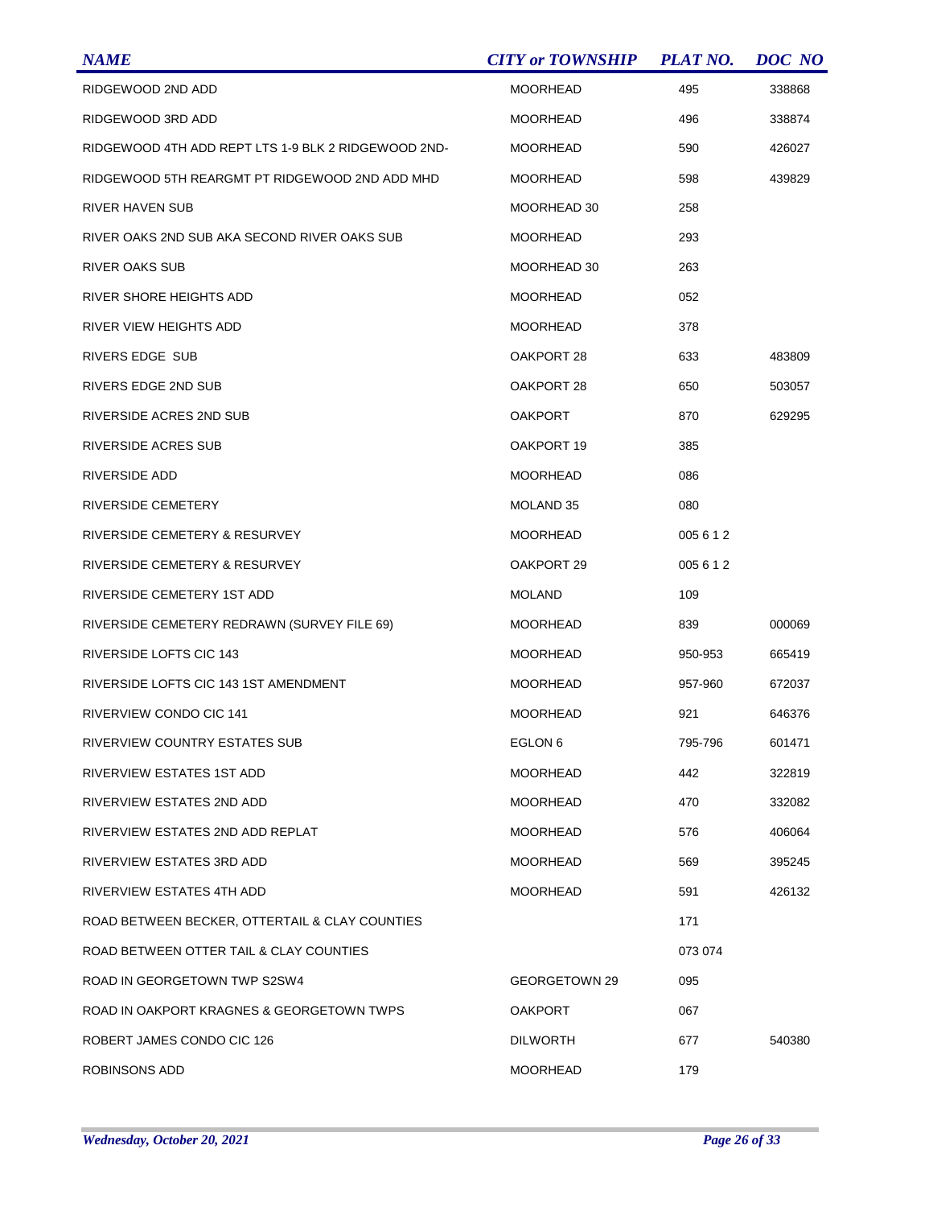| NAME | CITY or TOWNSHIP | PLAT NO. | DOC NO |
|---|---|---|---|
| RIDGEWOOD 2ND ADD | MOORHEAD | 495 | 338868 |
| RIDGEWOOD 3RD ADD | MOORHEAD | 496 | 338874 |
| RIDGEWOOD 4TH ADD REPT LTS 1-9 BLK 2 RIDGEWOOD 2ND- | MOORHEAD | 590 | 426027 |
| RIDGEWOOD 5TH REARGMT PT RIDGEWOOD 2ND ADD MHD | MOORHEAD | 598 | 439829 |
| RIVER HAVEN SUB | MOORHEAD 30 | 258 | |
| RIVER OAKS 2ND SUB AKA SECOND RIVER OAKS SUB | MOORHEAD | 293 | |
| RIVER OAKS SUB | MOORHEAD 30 | 263 | |
| RIVER SHORE HEIGHTS ADD | MOORHEAD | 052 | |
| RIVER VIEW HEIGHTS ADD | MOORHEAD | 378 | |
| RIVERS EDGE SUB | OAKPORT 28 | 633 | 483809 |
| RIVERS EDGE 2ND SUB | OAKPORT 28 | 650 | 503057 |
| RIVERSIDE ACRES 2ND SUB | OAKPORT | 870 | 629295 |
| RIVERSIDE ACRES SUB | OAKPORT 19 | 385 | |
| RIVERSIDE ADD | MOORHEAD | 086 | |
| RIVERSIDE CEMETERY | MOLAND 35 | 080 | |
| RIVERSIDE CEMETERY & RESURVEY | MOORHEAD | 005 6 1 2 | |
| RIVERSIDE CEMETERY & RESURVEY | OAKPORT 29 | 005 6 1 2 | |
| RIVERSIDE CEMETERY 1ST ADD | MOLAND | 109 | |
| RIVERSIDE CEMETERY REDRAWN (SURVEY FILE 69) | MOORHEAD | 839 | 000069 |
| RIVERSIDE LOFTS CIC 143 | MOORHEAD | 950-953 | 665419 |
| RIVERSIDE LOFTS CIC 143 1ST AMENDMENT | MOORHEAD | 957-960 | 672037 |
| RIVERVIEW CONDO CIC 141 | MOORHEAD | 921 | 646376 |
| RIVERVIEW COUNTRY ESTATES SUB | EGLON 6 | 795-796 | 601471 |
| RIVERVIEW ESTATES 1ST ADD | MOORHEAD | 442 | 322819 |
| RIVERVIEW ESTATES 2ND ADD | MOORHEAD | 470 | 332082 |
| RIVERVIEW ESTATES 2ND ADD REPLAT | MOORHEAD | 576 | 406064 |
| RIVERVIEW ESTATES 3RD ADD | MOORHEAD | 569 | 395245 |
| RIVERVIEW ESTATES 4TH ADD | MOORHEAD | 591 | 426132 |
| ROAD BETWEEN BECKER, OTTERTAIL & CLAY COUNTIES | | 171 | |
| ROAD BETWEEN OTTER TAIL & CLAY COUNTIES | | 073 074 | |
| ROAD IN GEORGETOWN TWP S2SW4 | GEORGETOWN 29 | 095 | |
| ROAD IN OAKPORT KRAGNES & GEORGETOWN TWPS | OAKPORT | 067 | |
| ROBERT JAMES CONDO CIC 126 | DILWORTH | 677 | 540380 |
| ROBINSONS ADD | MOORHEAD | 179 | |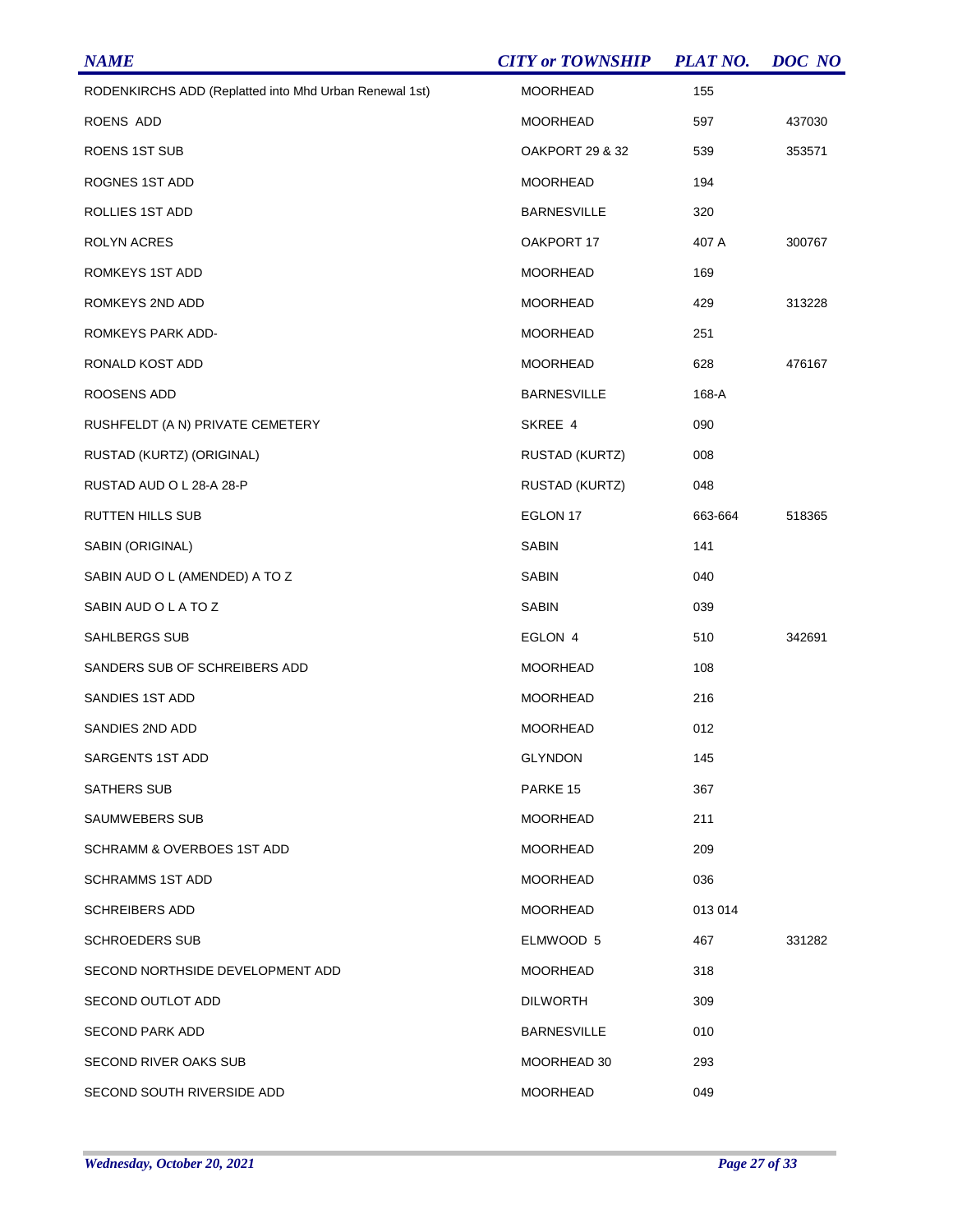| NAME | CITY or TOWNSHIP | PLAT NO. | DOC NO |
| --- | --- | --- | --- |
| RODENKIRCHS ADD (Replatted into Mhd Urban Renewal 1st) | MOORHEAD | 155 | |
| ROENS ADD | MOORHEAD | 597 | 437030 |
| ROENS 1ST SUB | OAKPORT 29 & 32 | 539 | 353571 |
| ROGNES 1ST ADD | MOORHEAD | 194 | |
| ROLLIES 1ST ADD | BARNESVILLE | 320 | |
| ROLYN ACRES | OAKPORT 17 | 407 A | 300767 |
| ROMKEYS 1ST ADD | MOORHEAD | 169 | |
| ROMKEYS 2ND ADD | MOORHEAD | 429 | 313228 |
| ROMKEYS PARK ADD- | MOORHEAD | 251 | |
| RONALD KOST ADD | MOORHEAD | 628 | 476167 |
| ROOSENS ADD | BARNESVILLE | 168-A | |
| RUSHFELDT (A N) PRIVATE CEMETERY | SKREE 4 | 090 | |
| RUSTAD (KURTZ) (ORIGINAL) | RUSTAD (KURTZ) | 008 | |
| RUSTAD AUD O L 28-A 28-P | RUSTAD (KURTZ) | 048 | |
| RUTTEN HILLS SUB | EGLON 17 | 663-664 | 518365 |
| SABIN (ORIGINAL) | SABIN | 141 | |
| SABIN AUD O L (AMENDED) A TO Z | SABIN | 040 | |
| SABIN AUD O L A TO Z | SABIN | 039 | |
| SAHLBERGS SUB | EGLON 4 | 510 | 342691 |
| SANDERS SUB OF SCHREIBERS ADD | MOORHEAD | 108 | |
| SANDIES 1ST ADD | MOORHEAD | 216 | |
| SANDIES 2ND ADD | MOORHEAD | 012 | |
| SARGENTS 1ST ADD | GLYNDON | 145 | |
| SATHERS SUB | PARKE 15 | 367 | |
| SAUMWEBERS SUB | MOORHEAD | 211 | |
| SCHRAMM & OVERBOES 1ST ADD | MOORHEAD | 209 | |
| SCHRAMMS 1ST ADD | MOORHEAD | 036 | |
| SCHREIBERS ADD | MOORHEAD | 013 014 | |
| SCHROEDERS SUB | ELMWOOD 5 | 467 | 331282 |
| SECOND NORTHSIDE DEVELOPMENT ADD | MOORHEAD | 318 | |
| SECOND OUTLOT ADD | DILWORTH | 309 | |
| SECOND PARK ADD | BARNESVILLE | 010 | |
| SECOND RIVER OAKS SUB | MOORHEAD 30 | 293 | |
| SECOND SOUTH RIVERSIDE ADD | MOORHEAD | 049 | |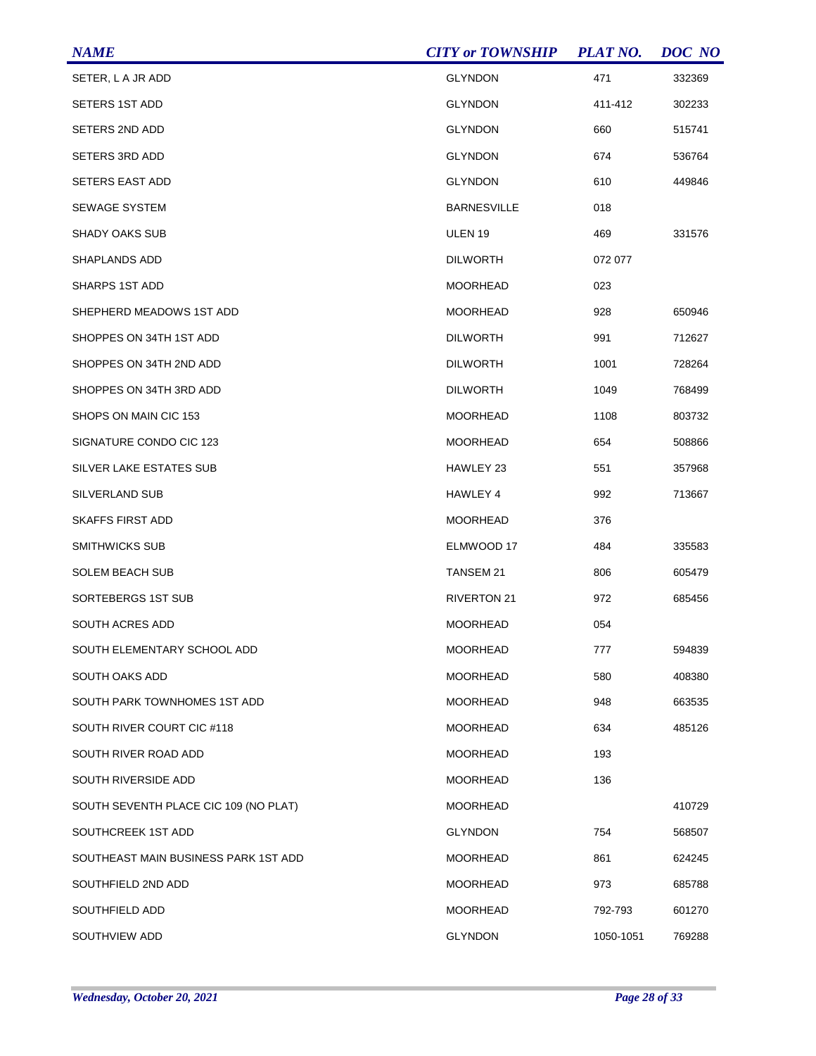| NAME | CITY or TOWNSHIP | PLAT NO. | DOC NO |
|---|---|---|---|
| SETER, L A JR ADD | GLYNDON | 471 | 332369 |
| SETERS 1ST ADD | GLYNDON | 411-412 | 302233 |
| SETERS 2ND ADD | GLYNDON | 660 | 515741 |
| SETERS 3RD ADD | GLYNDON | 674 | 536764 |
| SETERS EAST ADD | GLYNDON | 610 | 449846 |
| SEWAGE SYSTEM | BARNESVILLE | 018 | |
| SHADY OAKS SUB | ULEN 19 | 469 | 331576 |
| SHAPLANDS ADD | DILWORTH | 072 077 | |
| SHARPS 1ST ADD | MOORHEAD | 023 | |
| SHEPHERD MEADOWS 1ST ADD | MOORHEAD | 928 | 650946 |
| SHOPPES ON 34TH 1ST ADD | DILWORTH | 991 | 712627 |
| SHOPPES ON 34TH 2ND ADD | DILWORTH | 1001 | 728264 |
| SHOPPES ON 34TH 3RD ADD | DILWORTH | 1049 | 768499 |
| SHOPS ON MAIN CIC 153 | MOORHEAD | 1108 | 803732 |
| SIGNATURE CONDO CIC 123 | MOORHEAD | 654 | 508866 |
| SILVER LAKE ESTATES SUB | HAWLEY 23 | 551 | 357968 |
| SILVERLAND SUB | HAWLEY 4 | 992 | 713667 |
| SKAFFS FIRST ADD | MOORHEAD | 376 | |
| SMITHWICKS SUB | ELMWOOD 17 | 484 | 335583 |
| SOLEM BEACH SUB | TANSEM 21 | 806 | 605479 |
| SORTEBERGS 1ST SUB | RIVERTON 21 | 972 | 685456 |
| SOUTH ACRES ADD | MOORHEAD | 054 | |
| SOUTH ELEMENTARY SCHOOL ADD | MOORHEAD | 777 | 594839 |
| SOUTH OAKS ADD | MOORHEAD | 580 | 408380 |
| SOUTH PARK TOWNHOMES 1ST ADD | MOORHEAD | 948 | 663535 |
| SOUTH RIVER COURT CIC #118 | MOORHEAD | 634 | 485126 |
| SOUTH RIVER ROAD ADD | MOORHEAD | 193 | |
| SOUTH RIVERSIDE ADD | MOORHEAD | 136 | |
| SOUTH SEVENTH PLACE CIC 109 (NO PLAT) | MOORHEAD | | 410729 |
| SOUTHCREEK 1ST ADD | GLYNDON | 754 | 568507 |
| SOUTHEAST MAIN BUSINESS PARK 1ST ADD | MOORHEAD | 861 | 624245 |
| SOUTHFIELD 2ND ADD | MOORHEAD | 973 | 685788 |
| SOUTHFIELD ADD | MOORHEAD | 792-793 | 601270 |
| SOUTHVIEW ADD | GLYNDON | 1050-1051 | 769288 |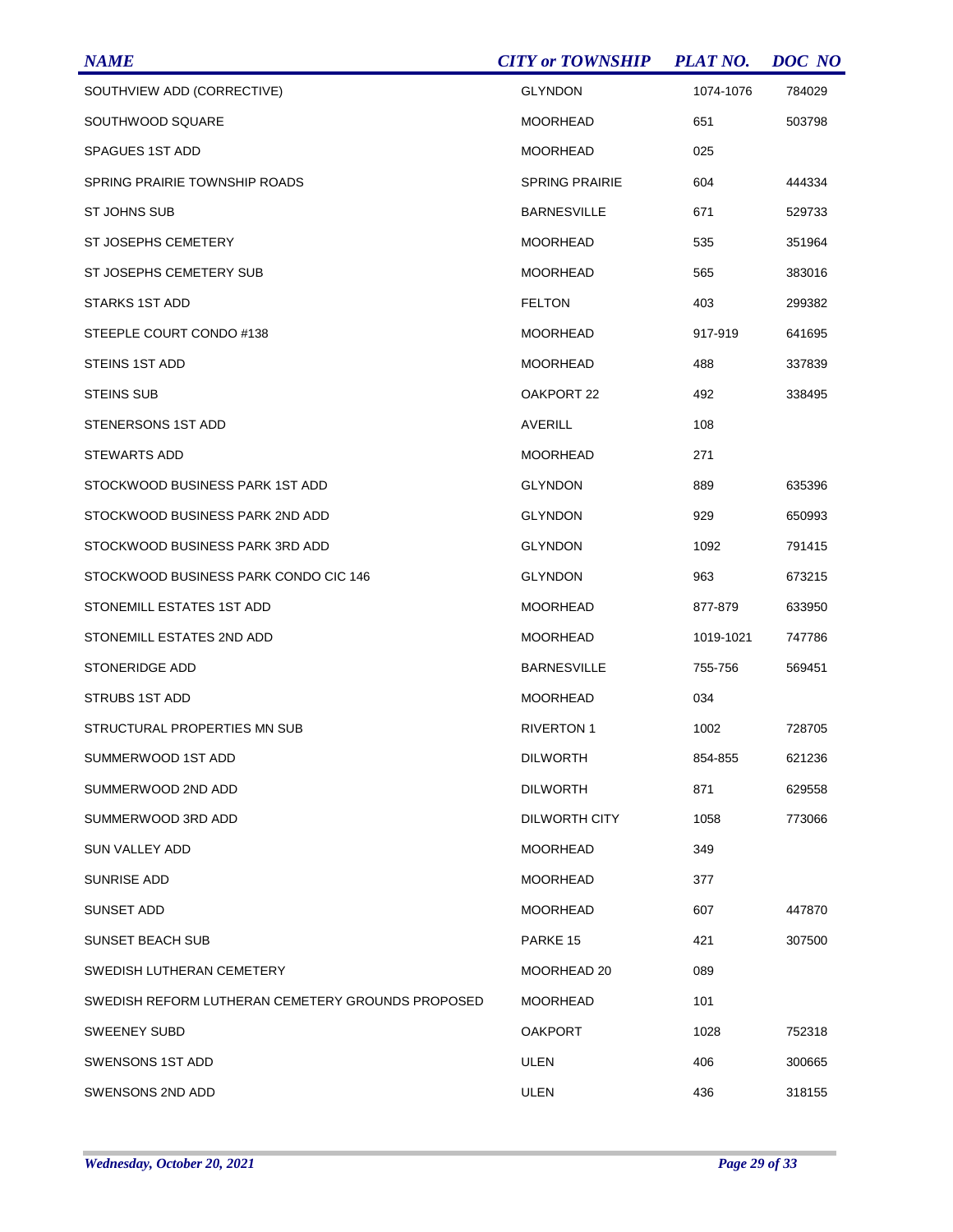| NAME | CITY or TOWNSHIP | PLAT NO. | DOC NO |
|---|---|---|---|
| SOUTHVIEW ADD (CORRECTIVE) | GLYNDON | 1074-1076 | 784029 |
| SOUTHWOOD SQUARE | MOORHEAD | 651 | 503798 |
| SPAGUES 1ST ADD | MOORHEAD | 025 | |
| SPRING PRAIRIE TOWNSHIP ROADS | SPRING PRAIRIE | 604 | 444334 |
| ST JOHNS SUB | BARNESVILLE | 671 | 529733 |
| ST JOSEPHS CEMETERY | MOORHEAD | 535 | 351964 |
| ST JOSEPHS CEMETERY SUB | MOORHEAD | 565 | 383016 |
| STARKS 1ST ADD | FELTON | 403 | 299382 |
| STEEPLE COURT CONDO #138 | MOORHEAD | 917-919 | 641695 |
| STEINS 1ST ADD | MOORHEAD | 488 | 337839 |
| STEINS SUB | OAKPORT 22 | 492 | 338495 |
| STENERSONS 1ST ADD | AVERILL | 108 | |
| STEWARTS ADD | MOORHEAD | 271 | |
| STOCKWOOD BUSINESS PARK 1ST ADD | GLYNDON | 889 | 635396 |
| STOCKWOOD BUSINESS PARK 2ND ADD | GLYNDON | 929 | 650993 |
| STOCKWOOD BUSINESS PARK 3RD ADD | GLYNDON | 1092 | 791415 |
| STOCKWOOD BUSINESS PARK CONDO CIC 146 | GLYNDON | 963 | 673215 |
| STONEMILL ESTATES 1ST ADD | MOORHEAD | 877-879 | 633950 |
| STONEMILL ESTATES 2ND ADD | MOORHEAD | 1019-1021 | 747786 |
| STONERIDGE ADD | BARNESVILLE | 755-756 | 569451 |
| STRUBS 1ST ADD | MOORHEAD | 034 | |
| STRUCTURAL PROPERTIES MN SUB | RIVERTON 1 | 1002 | 728705 |
| SUMMERWOOD 1ST ADD | DILWORTH | 854-855 | 621236 |
| SUMMERWOOD 2ND ADD | DILWORTH | 871 | 629558 |
| SUMMERWOOD 3RD ADD | DILWORTH CITY | 1058 | 773066 |
| SUN VALLEY ADD | MOORHEAD | 349 | |
| SUNRISE ADD | MOORHEAD | 377 | |
| SUNSET ADD | MOORHEAD | 607 | 447870 |
| SUNSET BEACH SUB | PARKE 15 | 421 | 307500 |
| SWEDISH LUTHERAN CEMETERY | MOORHEAD 20 | 089 | |
| SWEDISH REFORM LUTHERAN CEMETERY GROUNDS PROPOSED | MOORHEAD | 101 | |
| SWEENEY SUBD | OAKPORT | 1028 | 752318 |
| SWENSONS 1ST ADD | ULEN | 406 | 300665 |
| SWENSONS 2ND ADD | ULEN | 436 | 318155 |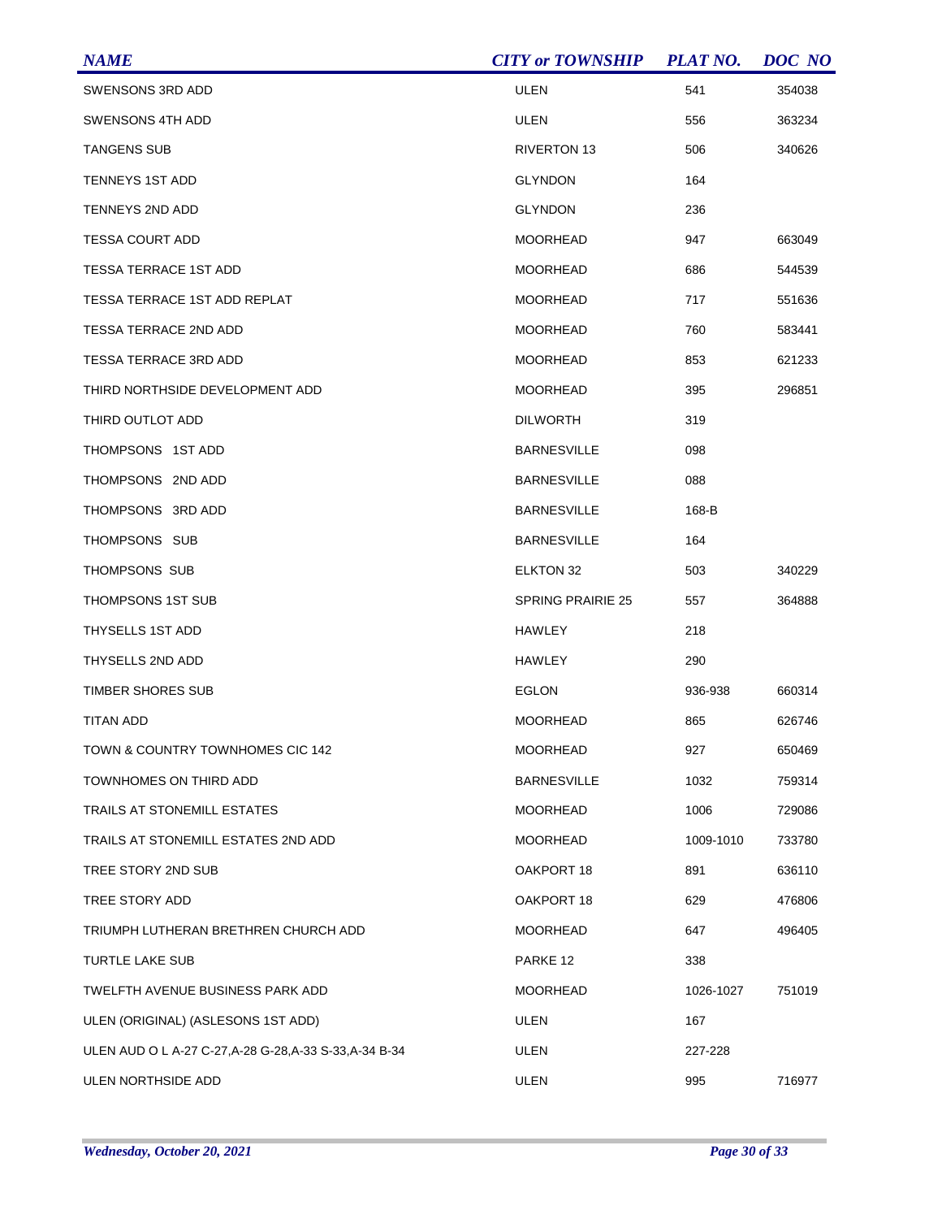| NAME | CITY or TOWNSHIP | PLAT NO. | DOC NO |
|---|---|---|---|
| SWENSONS 3RD ADD | ULEN | 541 | 354038 |
| SWENSONS 4TH ADD | ULEN | 556 | 363234 |
| TANGENS SUB | RIVERTON 13 | 506 | 340626 |
| TENNEYS 1ST ADD | GLYNDON | 164 | |
| TENNEYS 2ND ADD | GLYNDON | 236 | |
| TESSA COURT ADD | MOORHEAD | 947 | 663049 |
| TESSA TERRACE 1ST ADD | MOORHEAD | 686 | 544539 |
| TESSA TERRACE 1ST ADD REPLAT | MOORHEAD | 717 | 551636 |
| TESSA TERRACE 2ND ADD | MOORHEAD | 760 | 583441 |
| TESSA TERRACE 3RD ADD | MOORHEAD | 853 | 621233 |
| THIRD NORTHSIDE DEVELOPMENT ADD | MOORHEAD | 395 | 296851 |
| THIRD OUTLOT ADD | DILWORTH | 319 | |
| THOMPSONS 1ST ADD | BARNESVILLE | 098 | |
| THOMPSONS 2ND ADD | BARNESVILLE | 088 | |
| THOMPSONS 3RD ADD | BARNESVILLE | 168-B | |
| THOMPSONS SUB | BARNESVILLE | 164 | |
| THOMPSONS SUB | ELKTON 32 | 503 | 340229 |
| THOMPSONS 1ST SUB | SPRING PRAIRIE 25 | 557 | 364888 |
| THYSELLS 1ST ADD | HAWLEY | 218 | |
| THYSELLS 2ND ADD | HAWLEY | 290 | |
| TIMBER SHORES SUB | EGLON | 936-938 | 660314 |
| TITAN ADD | MOORHEAD | 865 | 626746 |
| TOWN & COUNTRY TOWNHOMES CIC 142 | MOORHEAD | 927 | 650469 |
| TOWNHOMES ON THIRD ADD | BARNESVILLE | 1032 | 759314 |
| TRAILS AT STONEMILL ESTATES | MOORHEAD | 1006 | 729086 |
| TRAILS AT STONEMILL ESTATES 2ND ADD | MOORHEAD | 1009-1010 | 733780 |
| TREE STORY 2ND SUB | OAKPORT 18 | 891 | 636110 |
| TREE STORY ADD | OAKPORT 18 | 629 | 476806 |
| TRIUMPH LUTHERAN BRETHREN CHURCH ADD | MOORHEAD | 647 | 496405 |
| TURTLE LAKE SUB | PARKE 12 | 338 | |
| TWELFTH AVENUE BUSINESS PARK ADD | MOORHEAD | 1026-1027 | 751019 |
| ULEN (ORIGINAL) (ASLESONS 1ST ADD) | ULEN | 167 | |
| ULEN AUD O L A-27 C-27,A-28 G-28,A-33 S-33,A-34 B-34 | ULEN | 227-228 | |
| ULEN NORTHSIDE ADD | ULEN | 995 | 716977 |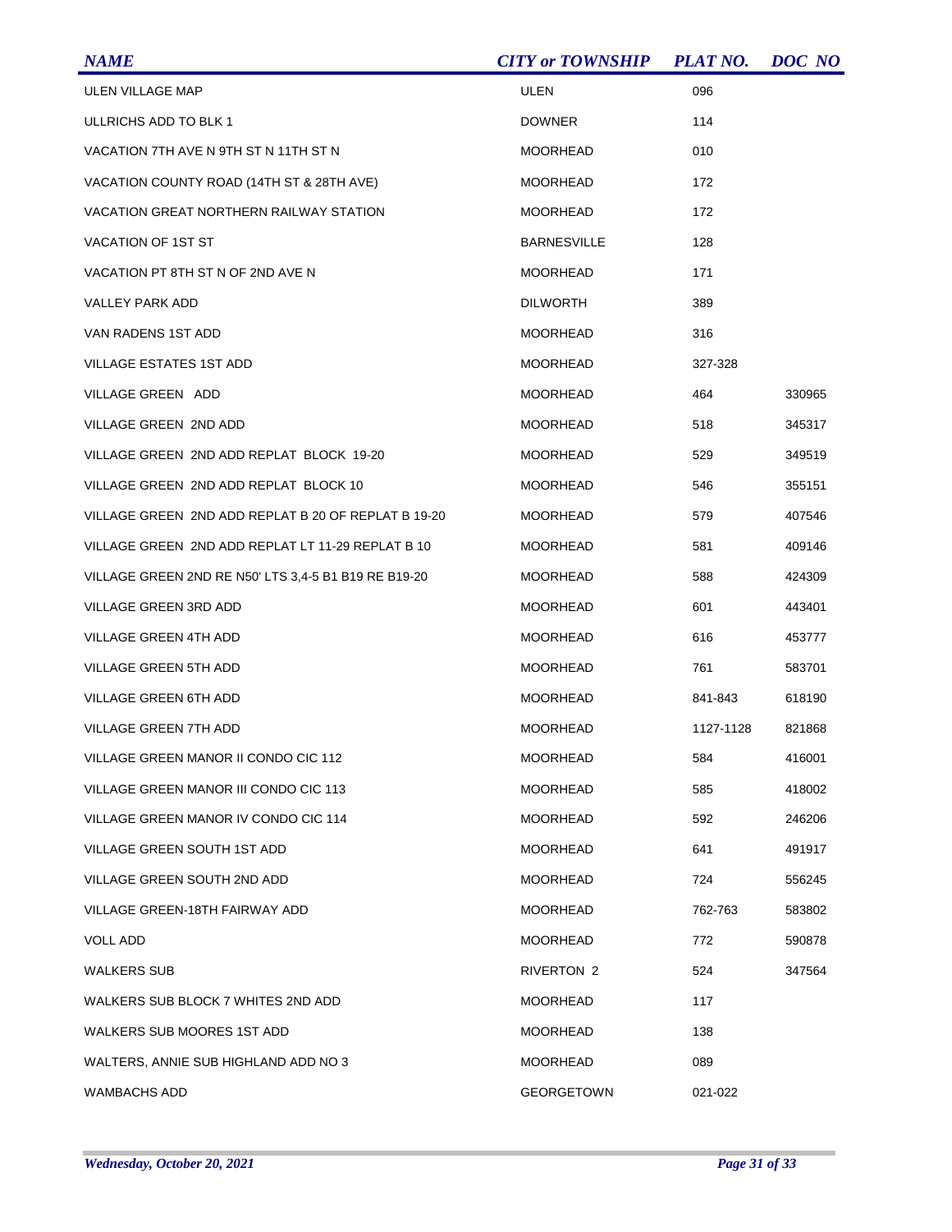| NAME | CITY or TOWNSHIP | PLAT NO. | DOC NO |
| --- | --- | --- | --- |
| ULEN VILLAGE MAP | ULEN | 096 | |
| ULLRICHS ADD TO BLK 1 | DOWNER | 114 | |
| VACATION 7TH AVE N 9TH ST N 11TH ST N | MOORHEAD | 010 | |
| VACATION COUNTY ROAD (14TH ST & 28TH AVE) | MOORHEAD | 172 | |
| VACATION GREAT NORTHERN RAILWAY STATION | MOORHEAD | 172 | |
| VACATION OF 1ST ST | BARNESVILLE | 128 | |
| VACATION PT 8TH ST N OF 2ND AVE N | MOORHEAD | 171 | |
| VALLEY PARK ADD | DILWORTH | 389 | |
| VAN RADENS 1ST ADD | MOORHEAD | 316 | |
| VILLAGE ESTATES 1ST ADD | MOORHEAD | 327-328 | |
| VILLAGE GREEN ADD | MOORHEAD | 464 | 330965 |
| VILLAGE GREEN 2ND ADD | MOORHEAD | 518 | 345317 |
| VILLAGE GREEN 2ND ADD REPLAT BLOCK 19-20 | MOORHEAD | 529 | 349519 |
| VILLAGE GREEN 2ND ADD REPLAT BLOCK 10 | MOORHEAD | 546 | 355151 |
| VILLAGE GREEN 2ND ADD REPLAT B 20 OF REPLAT B 19-20 | MOORHEAD | 579 | 407546 |
| VILLAGE GREEN 2ND ADD REPLAT LT 11-29 REPLAT B 10 | MOORHEAD | 581 | 409146 |
| VILLAGE GREEN 2ND RE N50' LTS 3,4-5 B1 B19 RE B19-20 | MOORHEAD | 588 | 424309 |
| VILLAGE GREEN 3RD ADD | MOORHEAD | 601 | 443401 |
| VILLAGE GREEN 4TH ADD | MOORHEAD | 616 | 453777 |
| VILLAGE GREEN 5TH ADD | MOORHEAD | 761 | 583701 |
| VILLAGE GREEN 6TH ADD | MOORHEAD | 841-843 | 618190 |
| VILLAGE GREEN 7TH ADD | MOORHEAD | 1127-1128 | 821868 |
| VILLAGE GREEN MANOR II CONDO CIC 112 | MOORHEAD | 584 | 416001 |
| VILLAGE GREEN MANOR III CONDO CIC 113 | MOORHEAD | 585 | 418002 |
| VILLAGE GREEN MANOR IV CONDO CIC 114 | MOORHEAD | 592 | 246206 |
| VILLAGE GREEN SOUTH 1ST ADD | MOORHEAD | 641 | 491917 |
| VILLAGE GREEN SOUTH 2ND ADD | MOORHEAD | 724 | 556245 |
| VILLAGE GREEN-18TH FAIRWAY ADD | MOORHEAD | 762-763 | 583802 |
| VOLL ADD | MOORHEAD | 772 | 590878 |
| WALKERS SUB | RIVERTON 2 | 524 | 347564 |
| WALKERS SUB BLOCK 7 WHITES 2ND ADD | MOORHEAD | 117 | |
| WALKERS SUB MOORES 1ST ADD | MOORHEAD | 138 | |
| WALTERS, ANNIE SUB HIGHLAND ADD NO 3 | MOORHEAD | 089 | |
| WAMBACHS ADD | GEORGETOWN | 021-022 | |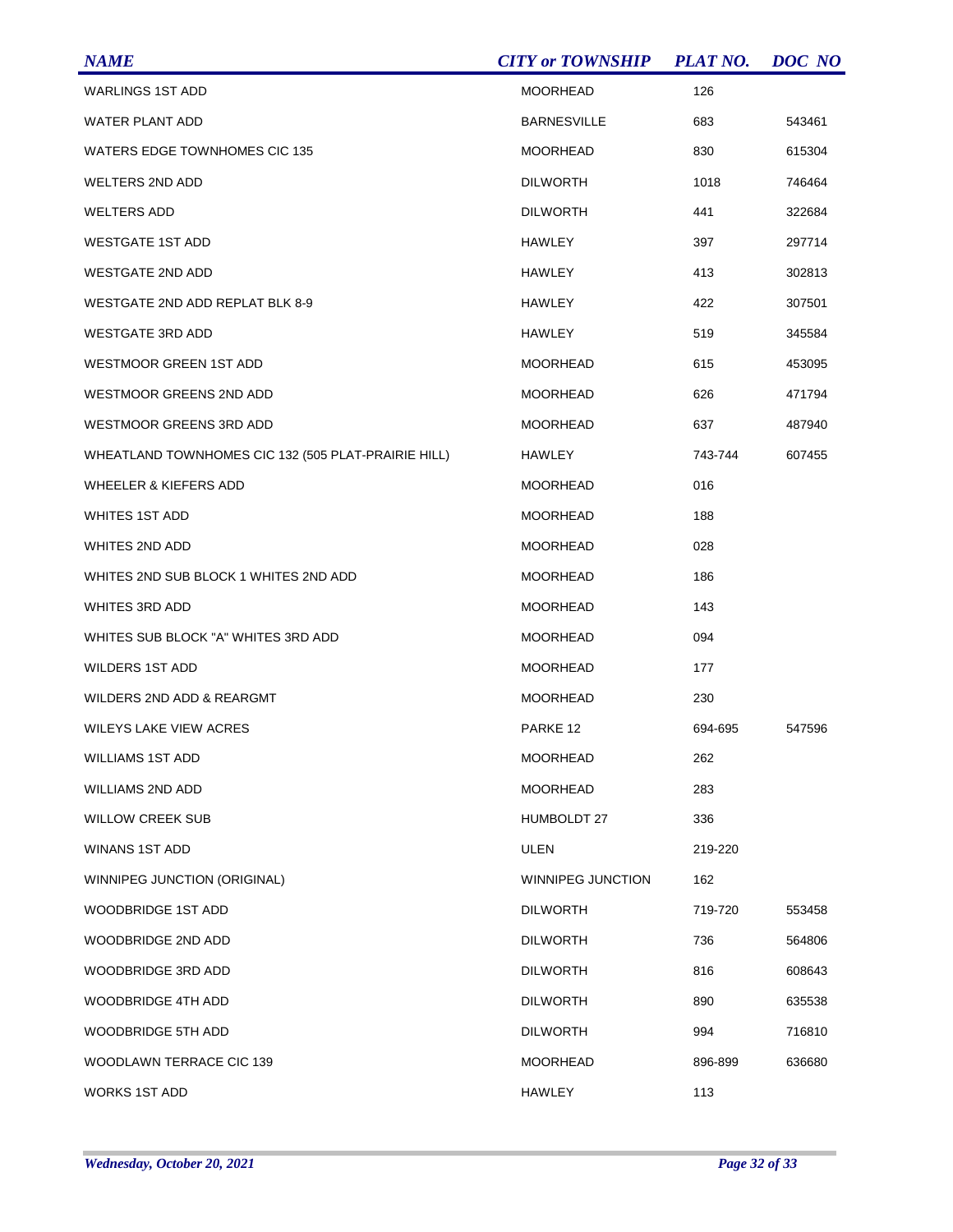| NAME | CITY or TOWNSHIP | PLAT NO. | DOC NO |
| --- | --- | --- | --- |
| WARLINGS 1ST ADD | MOORHEAD | 126 | |
| WATER PLANT ADD | BARNESVILLE | 683 | 543461 |
| WATERS EDGE TOWNHOMES CIC 135 | MOORHEAD | 830 | 615304 |
| WELTERS 2ND ADD | DILWORTH | 1018 | 746464 |
| WELTERS ADD | DILWORTH | 441 | 322684 |
| WESTGATE 1ST ADD | HAWLEY | 397 | 297714 |
| WESTGATE 2ND ADD | HAWLEY | 413 | 302813 |
| WESTGATE 2ND ADD REPLAT BLK 8-9 | HAWLEY | 422 | 307501 |
| WESTGATE 3RD ADD | HAWLEY | 519 | 345584 |
| WESTMOOR GREEN 1ST ADD | MOORHEAD | 615 | 453095 |
| WESTMOOR GREENS 2ND ADD | MOORHEAD | 626 | 471794 |
| WESTMOOR GREENS 3RD ADD | MOORHEAD | 637 | 487940 |
| WHEATLAND TOWNHOMES CIC 132 (505 PLAT-PRAIRIE HILL) | HAWLEY | 743-744 | 607455 |
| WHEELER & KIEFERS ADD | MOORHEAD | 016 | |
| WHITES 1ST ADD | MOORHEAD | 188 | |
| WHITES 2ND ADD | MOORHEAD | 028 | |
| WHITES 2ND SUB BLOCK 1 WHITES 2ND ADD | MOORHEAD | 186 | |
| WHITES 3RD ADD | MOORHEAD | 143 | |
| WHITES SUB BLOCK "A" WHITES 3RD ADD | MOORHEAD | 094 | |
| WILDERS 1ST ADD | MOORHEAD | 177 | |
| WILDERS 2ND ADD & REARGMT | MOORHEAD | 230 | |
| WILEYS LAKE VIEW ACRES | PARKE 12 | 694-695 | 547596 |
| WILLIAMS 1ST ADD | MOORHEAD | 262 | |
| WILLIAMS 2ND ADD | MOORHEAD | 283 | |
| WILLOW CREEK SUB | HUMBOLDT 27 | 336 | |
| WINANS 1ST ADD | ULEN | 219-220 | |
| WINNIPEG JUNCTION (ORIGINAL) | WINNIPEG JUNCTION | 162 | |
| WOODBRIDGE 1ST ADD | DILWORTH | 719-720 | 553458 |
| WOODBRIDGE 2ND ADD | DILWORTH | 736 | 564806 |
| WOODBRIDGE 3RD ADD | DILWORTH | 816 | 608643 |
| WOODBRIDGE 4TH ADD | DILWORTH | 890 | 635538 |
| WOODBRIDGE 5TH ADD | DILWORTH | 994 | 716810 |
| WOODLAWN TERRACE CIC 139 | MOORHEAD | 896-899 | 636680 |
| WORKS 1ST ADD | HAWLEY | 113 | |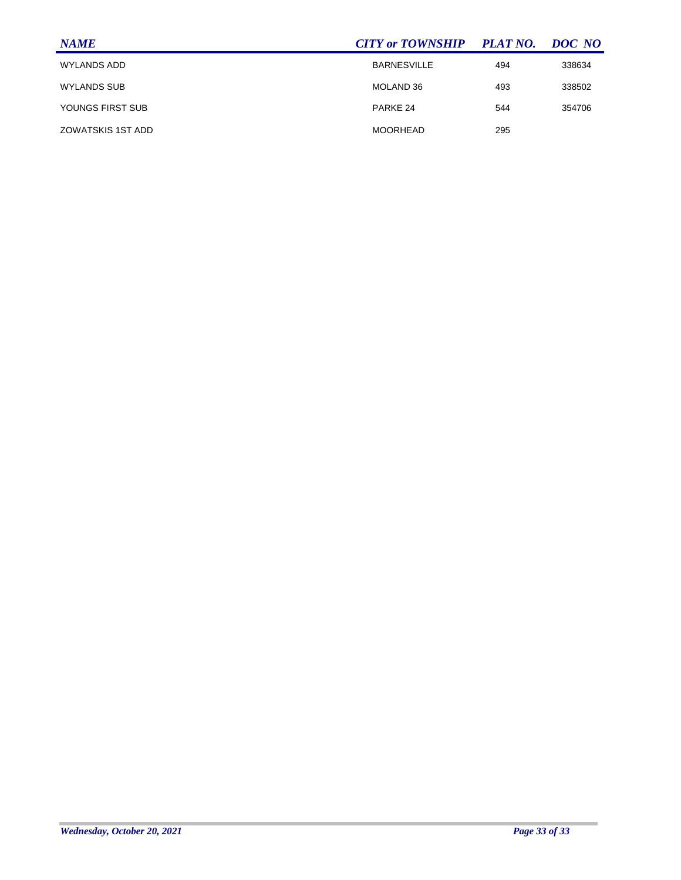| NAME | CITY or TOWNSHIP | PLAT NO. | DOC NO |
|---|---|---|---|
| WYLANDS ADD | BARNESVILLE | 494 | 338634 |
| WYLANDS SUB | MOLAND 36 | 493 | 338502 |
| YOUNGS FIRST SUB | PARKE 24 | 544 | 354706 |
| ZOWATSKIS 1ST ADD | MOORHEAD | 295 | |